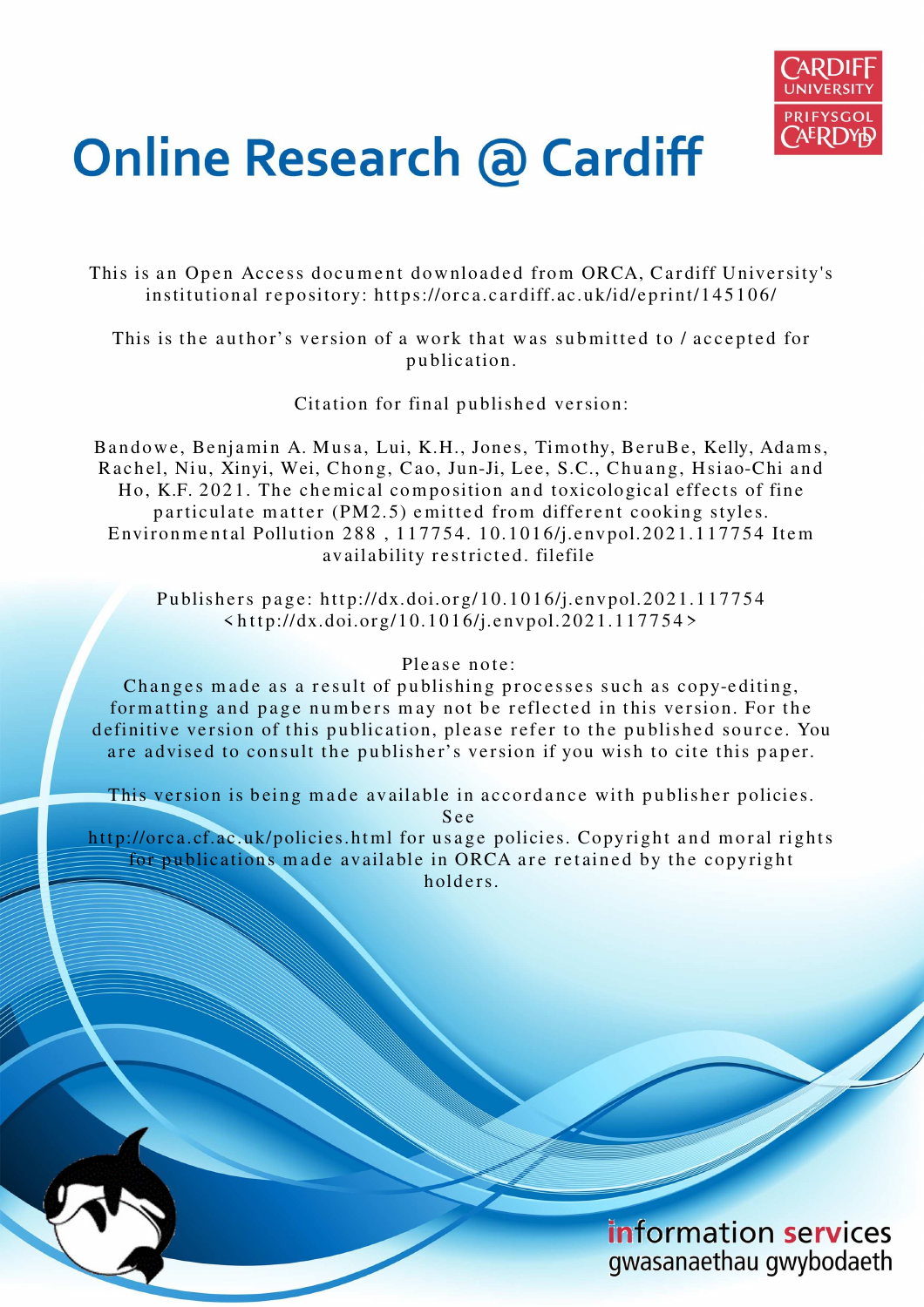# Online Research @ Cardiff

This is an Open Access document downloaded from ORCA, Cardiff University's institutional repository: https://orca.cardiff.ac.uk/id/eprint/145106/

This is the author's version of a work that was submitted to / accepted for publication.

Citation for final published version:

Bandowe, Benjamin A. Musa, Lui, K.H., Jones, Timothy, BeruBe, Kelly, Adams, Rachel, Niu, Xinyi, Wei, Chong, Cao, Jun-Ji, Lee, S.C., Chuang, Hsiao-Chi and Ho, K.F. 2021. The chemical composition and toxicological effects of fine particulate matter (PM2.5) emitted from different cooking styles. Environmental Pollution 288 , 117754. 10.1016/j.envpol.2021.117754 Item availability restricted. filefile

Publishers page: http://dx.doi.org/10.1016/j.envpol.2021.117754 <http://dx.doi.org/10.1016/j.envpol.2021.117754>

Please note:
Changes made as a result of publishing processes such as copy-editing, formatting and page numbers may not be reflected in this version. For the definitive version of this publication, please refer to the published source. You are advised to consult the publisher's version if you wish to cite this paper.

This version is being made available in accordance with publisher policies. See
http://orca.cf.ac.uk/policies.html for usage policies. Copyright and moral rights for publications made available in ORCA are retained by the copyright holders.

information services
gwasanaethau gwybodaeth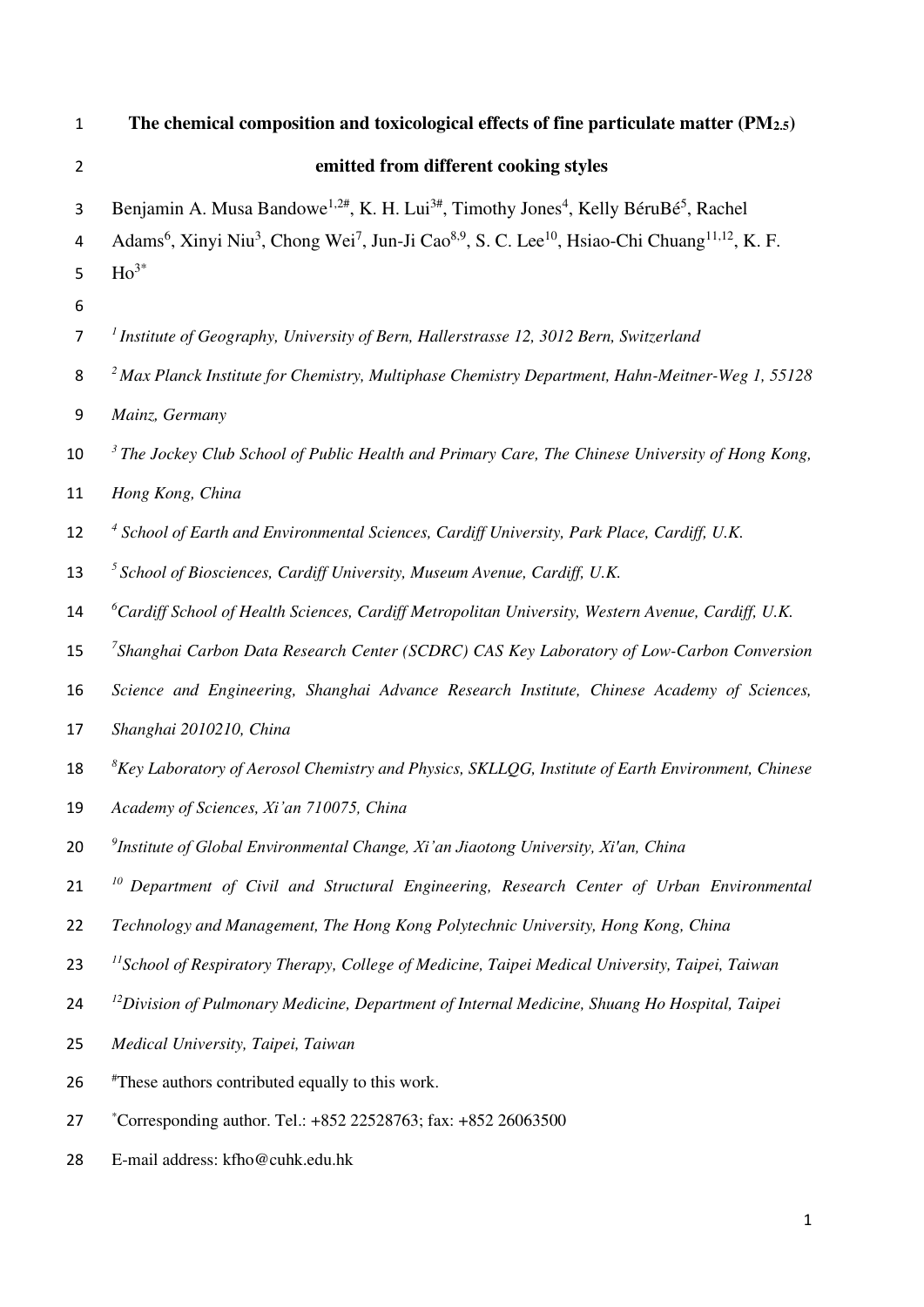# The chemical composition and toxicological effects of fine particulate matter ($PM_{2.5}$) emitted from different cooking styles

Benjamin A. Musa Bandowe[1,2#], K. H. Lui[3#], Timothy Jones[4], Kelly BéruBé[5], Rachel Adams[6], Xinyi Niu[3], Chong Wei[7], Jun-Ji Cao[8,9], S. C. Lee[10], Hsiao-Chi Chuang[11,12], K. F. Ho[3*]

[1] *Institute of Geography, University of Bern, Hallerstrasse 12, 3012 Bern, Switzerland*

[2] *Max Planck Institute for Chemistry, Multiphase Chemistry Department, Hahn-Meitner-Weg 1, 55128 Mainz, Germany*

[3] *The Jockey Club School of Public Health and Primary Care, The Chinese University of Hong Kong, Hong Kong, China*

[4] *School of Earth and Environmental Sciences, Cardiff University, Park Place, Cardiff, U.K.*

[5] *School of Biosciences, Cardiff University, Museum Avenue, Cardiff, U.K.*

[6] *Cardiff School of Health Sciences, Cardiff Metropolitan University, Western Avenue, Cardiff, U.K.*

[7] *Shanghai Carbon Data Research Center (SCDRC) CAS Key Laboratory of Low-Carbon Conversion Science and Engineering, Shanghai Advance Research Institute, Chinese Academy of Sciences, Shanghai 2010210, China*

[8] *Key Laboratory of Aerosol Chemistry and Physics, SKLLQG, Institute of Earth Environment, Chinese Academy of Sciences, Xi'an 710075, China*

[9] *Institute of Global Environmental Change, Xi'an Jiaotong University, Xi'an, China*

[10] *Department of Civil and Structural Engineering, Research Center of Urban Environmental Technology and Management, The Hong Kong Polytechnic University, Hong Kong, China*

[11] *School of Respiratory Therapy, College of Medicine, Taipei Medical University, Taipei, Taiwan*

[12] *Division of Pulmonary Medicine, Department of Internal Medicine, Shuang Ho Hospital, Taipei Medical University, Taipei, Taiwan*

[#] These authors contributed equally to this work.

[*] Corresponding author. Tel.: +852 22528763; fax: +852 26063500

E-mail address: kfho@cuhk.edu.hk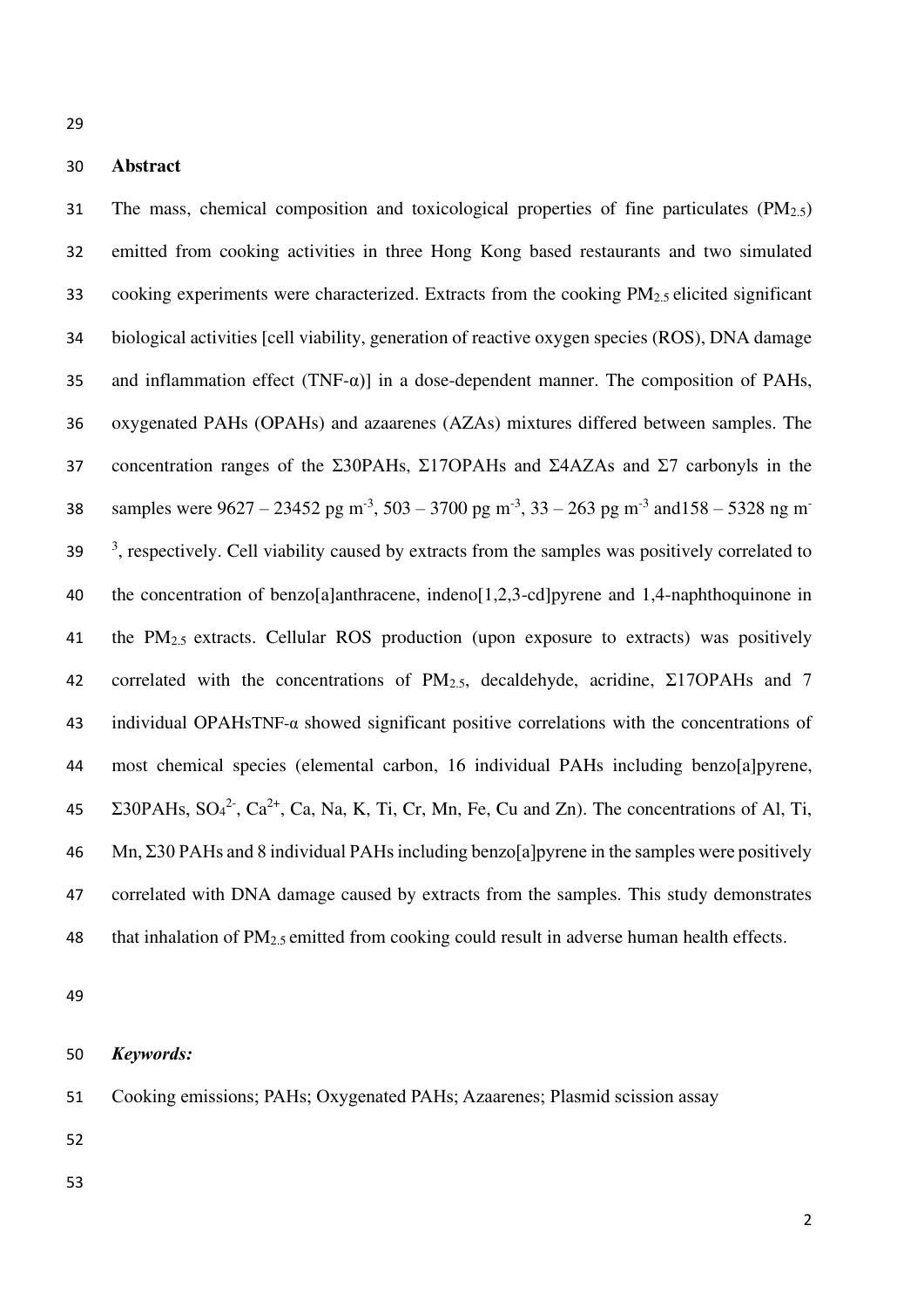## Abstract

The mass, chemical composition and toxicological properties of fine particulates ($PM_{2.5}$) emitted from cooking activities in three Hong Kong based restaurants and two simulated cooking experiments were characterized. Extracts from the cooking $PM_{2.5}$ elicited significant biological activities [cell viability, generation of reactive oxygen species (ROS), DNA damage and inflammation effect (TNF-α)] in a dose-dependent manner. The composition of PAHs, oxygenated PAHs (OPAHs) and azaarenes (AZAs) mixtures differed between samples. The concentration ranges of the Σ30PAHs, Σ17OPAHs and Σ4AZAs and Σ7 carbonyls in the samples were 9627 – 23452 pg $m^{-3}$, 503 – 3700 pg $m^{-3}$, 33 – 263 pg $m^{-3}$ and158 – 5328 ng $m^{-3}$, respectively. Cell viability caused by extracts from the samples was positively correlated to the concentration of benzo[a]anthracene, indeno[1,2,3-cd]pyrene and 1,4-naphthoquinone in the $PM_{2.5}$ extracts. Cellular ROS production (upon exposure to extracts) was positively correlated with the concentrations of $PM_{2.5}$, decaldehyde, acridine, Σ17OPAHs and 7 individual OPAHsTNF-α showed significant positive correlations with the concentrations of most chemical species (elemental carbon, 16 individual PAHs including benzo[a]pyrene, Σ30PAHs, $SO_4^{2-}$, $Ca^{2+}$, Ca, Na, K, Ti, Cr, Mn, Fe, Cu and Zn). The concentrations of Al, Ti, Mn, Σ30 PAHs and 8 individual PAHs including benzo[a]pyrene in the samples were positively correlated with DNA damage caused by extracts from the samples. This study demonstrates that inhalation of $PM_{2.5}$ emitted from cooking could result in adverse human health effects.

***Keywords:***

Cooking emissions; PAHs; Oxygenated PAHs; Azaarenes; Plasmid scission assay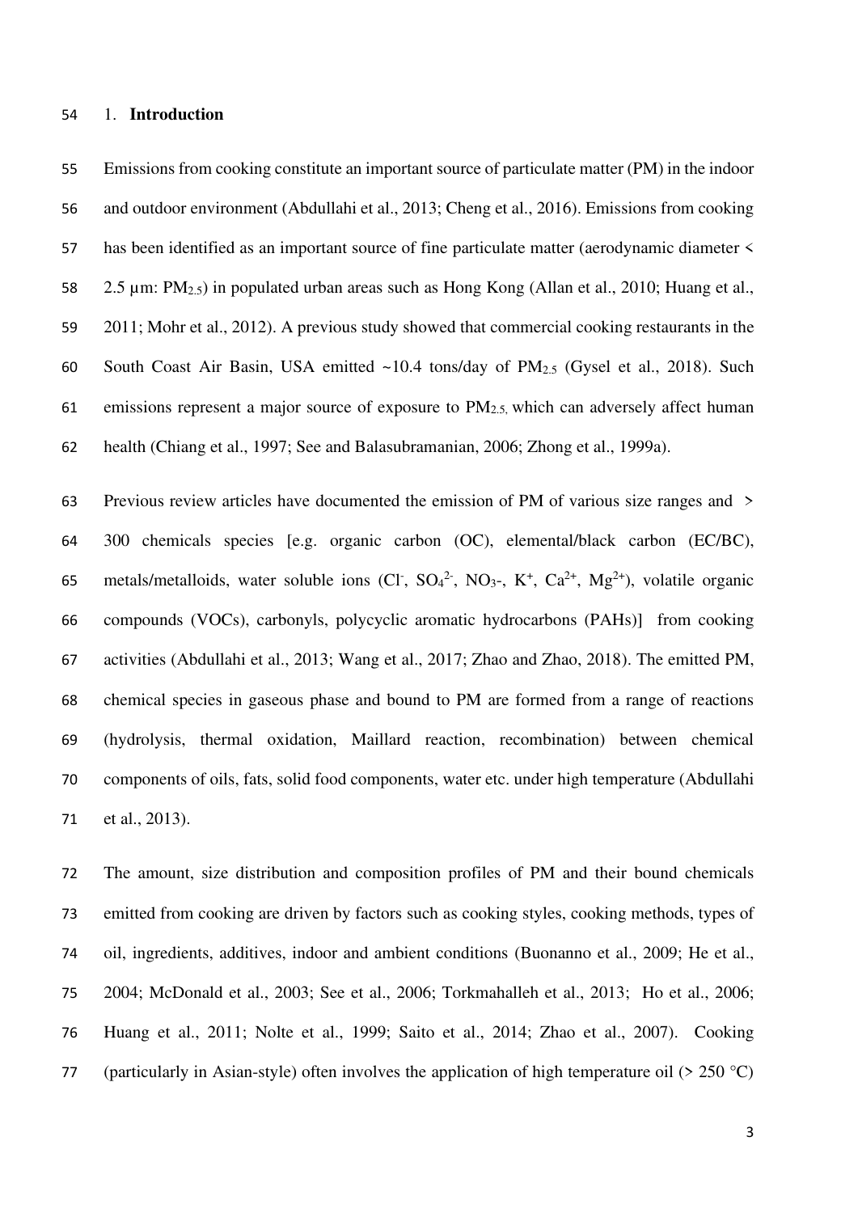# 1. **Introduction**

Emissions from cooking constitute an important source of particulate matter (PM) in the indoor and outdoor environment (Abdullahi et al., 2013; Cheng et al., 2016). Emissions from cooking has been identified as an important source of fine particulate matter (aerodynamic diameter < 2.5 µm: $PM_{2.5}$) in populated urban areas such as Hong Kong (Allan et al., 2010; Huang et al., 2011; Mohr et al., 2012). A previous study showed that commercial cooking restaurants in the South Coast Air Basin, USA emitted ~10.4 tons/day of $PM_{2.5}$ (Gysel et al., 2018). Such emissions represent a major source of exposure to $PM_{2.5,}$ which can adversely affect human health (Chiang et al., 1997; See and Balasubramanian, 2006; Zhong et al., 1999a).

Previous review articles have documented the emission of PM of various size ranges and > 300 chemicals species [e.g. organic carbon (OC), elemental/black carbon (EC/BC), metals/metalloids, water soluble ions ($Cl^-$, $SO_4^{2-}$, $NO_3$-, $K^+$, $Ca^{2+}$, $Mg^{2+}$), volatile organic compounds (VOCs), carbonyls, polycyclic aromatic hydrocarbons (PAHs)] from cooking activities (Abdullahi et al., 2013; Wang et al., 2017; Zhao and Zhao, 2018). The emitted PM, chemical species in gaseous phase and bound to PM are formed from a range of reactions (hydrolysis, thermal oxidation, Maillard reaction, recombination) between chemical components of oils, fats, solid food components, water etc. under high temperature (Abdullahi et al., 2013).

The amount, size distribution and composition profiles of PM and their bound chemicals emitted from cooking are driven by factors such as cooking styles, cooking methods, types of oil, ingredients, additives, indoor and ambient conditions (Buonanno et al., 2009; He et al., 2004; McDonald et al., 2003; See et al., 2006; Torkmahalleh et al., 2013; Ho et al., 2006; Huang et al., 2011; Nolte et al., 1999; Saito et al., 2014; Zhao et al., 2007). Cooking (particularly in Asian-style) often involves the application of high temperature oil (> 250 °C)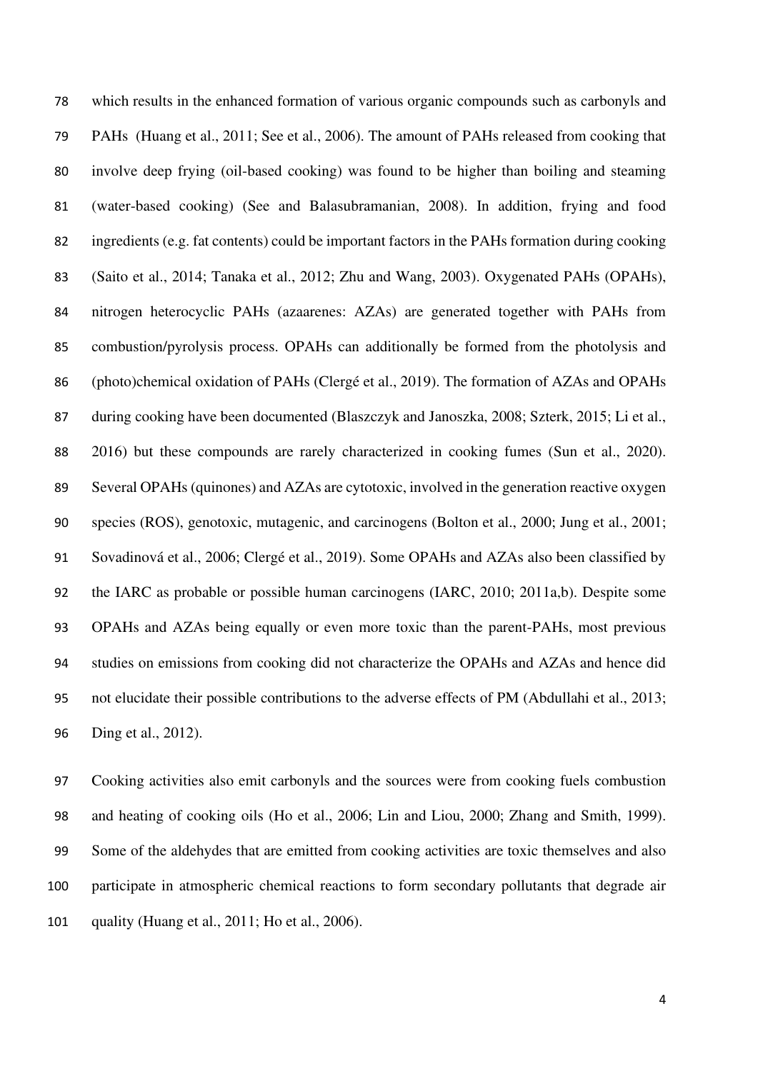which results in the enhanced formation of various organic compounds such as carbonyls and PAHs (Huang et al., 2011; See et al., 2006). The amount of PAHs released from cooking that involve deep frying (oil-based cooking) was found to be higher than boiling and steaming (water-based cooking) (See and Balasubramanian, 2008). In addition, frying and food ingredients (e.g. fat contents) could be important factors in the PAHs formation during cooking (Saito et al., 2014; Tanaka et al., 2012; Zhu and Wang, 2003). Oxygenated PAHs (OPAHs), nitrogen heterocyclic PAHs (azaarenes: AZAs) are generated together with PAHs from combustion/pyrolysis process. OPAHs can additionally be formed from the photolysis and (photo)chemical oxidation of PAHs (Clergé et al., 2019). The formation of AZAs and OPAHs during cooking have been documented (Blaszczyk and Janoszka, 2008; Szterk, 2015; Li et al., 2016) but these compounds are rarely characterized in cooking fumes (Sun et al., 2020). Several OPAHs (quinones) and AZAs are cytotoxic, involved in the generation reactive oxygen species (ROS), genotoxic, mutagenic, and carcinogens (Bolton et al., 2000; Jung et al., 2001; Sovadinová et al., 2006; Clergé et al., 2019). Some OPAHs and AZAs also been classified by the IARC as probable or possible human carcinogens (IARC, 2010; 2011a,b). Despite some OPAHs and AZAs being equally or even more toxic than the parent-PAHs, most previous studies on emissions from cooking did not characterize the OPAHs and AZAs and hence did not elucidate their possible contributions to the adverse effects of PM (Abdullahi et al., 2013; Ding et al., 2012).

Cooking activities also emit carbonyls and the sources were from cooking fuels combustion and heating of cooking oils (Ho et al., 2006; Lin and Liou, 2000; Zhang and Smith, 1999). Some of the aldehydes that are emitted from cooking activities are toxic themselves and also participate in atmospheric chemical reactions to form secondary pollutants that degrade air quality (Huang et al., 2011; Ho et al., 2006).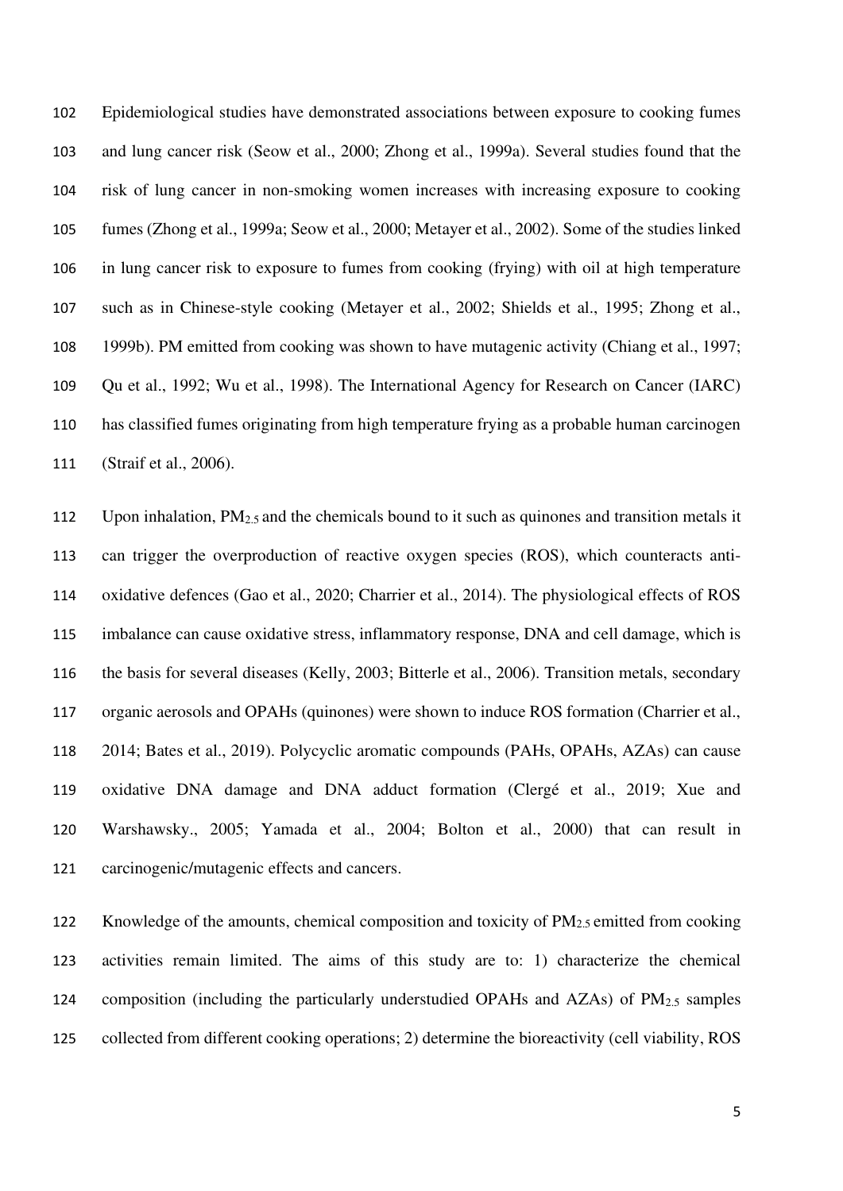Epidemiological studies have demonstrated associations between exposure to cooking fumes and lung cancer risk (Seow et al., 2000; Zhong et al., 1999a). Several studies found that the risk of lung cancer in non-smoking women increases with increasing exposure to cooking fumes (Zhong et al., 1999a; Seow et al., 2000; Metayer et al., 2002). Some of the studies linked in lung cancer risk to exposure to fumes from cooking (frying) with oil at high temperature such as in Chinese-style cooking (Metayer et al., 2002; Shields et al., 1995; Zhong et al., 1999b). PM emitted from cooking was shown to have mutagenic activity (Chiang et al., 1997; Qu et al., 1992; Wu et al., 1998). The International Agency for Research on Cancer (IARC) has classified fumes originating from high temperature frying as a probable human carcinogen (Straif et al., 2006).

Upon inhalation, $PM_{2.5}$ and the chemicals bound to it such as quinones and transition metals it can trigger the overproduction of reactive oxygen species (ROS), which counteracts anti-oxidative defences (Gao et al., 2020; Charrier et al., 2014). The physiological effects of ROS imbalance can cause oxidative stress, inflammatory response, DNA and cell damage, which is the basis for several diseases (Kelly, 2003; Bitterle et al., 2006). Transition metals, secondary organic aerosols and OPAHs (quinones) were shown to induce ROS formation (Charrier et al., 2014; Bates et al., 2019). Polycyclic aromatic compounds (PAHs, OPAHs, AZAs) can cause oxidative DNA damage and DNA adduct formation (Clergé et al., 2019; Xue and Warshawsky., 2005; Yamada et al., 2004; Bolton et al., 2000) that can result in carcinogenic/mutagenic effects and cancers.

Knowledge of the amounts, chemical composition and toxicity of $PM_{2.5}$ emitted from cooking activities remain limited. The aims of this study are to: 1) characterize the chemical composition (including the particularly understudied OPAHs and AZAs) of $PM_{2.5}$ samples collected from different cooking operations; 2) determine the bioreactivity (cell viability, ROS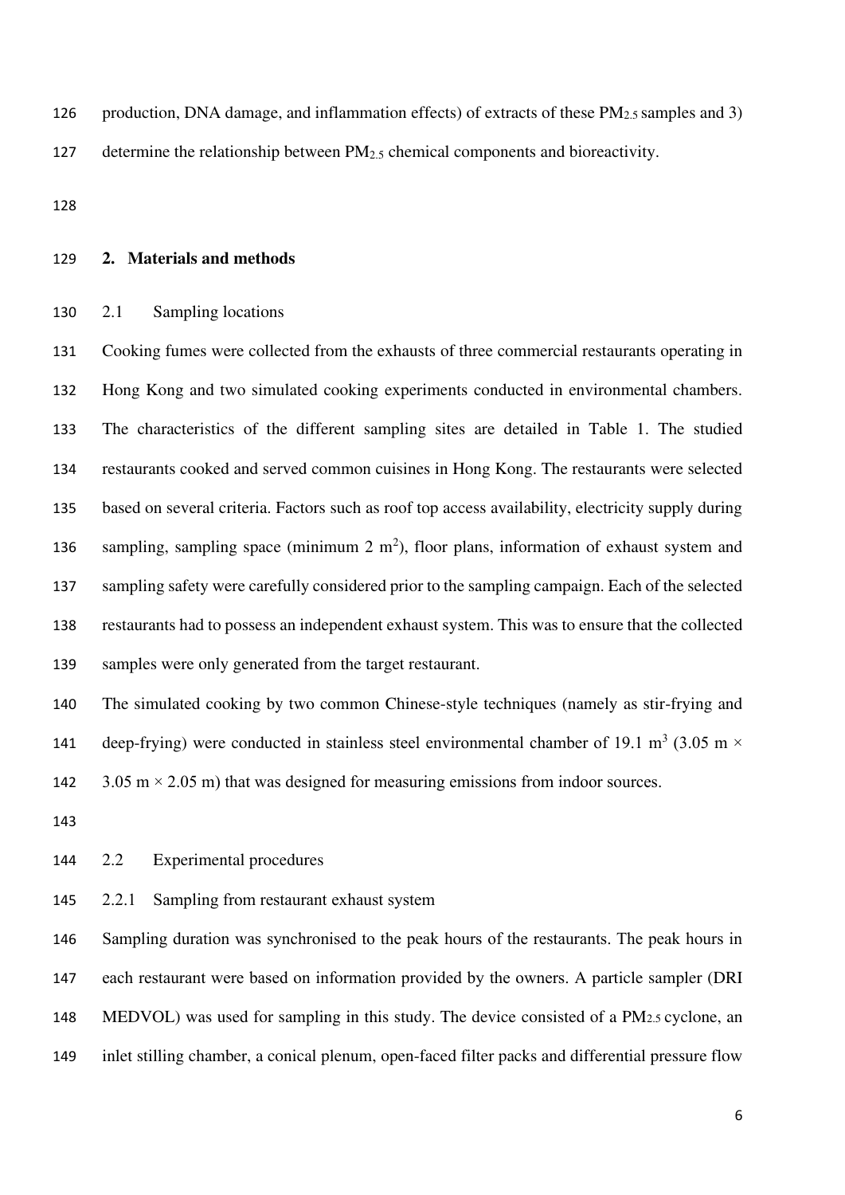production, DNA damage, and inflammation effects) of extracts of these $PM_{2.5}$ samples and 3) determine the relationship between $PM_{2.5}$ chemical components and bioreactivity.

## 2. Materials and methods

### 2.1 Sampling locations

Cooking fumes were collected from the exhausts of three commercial restaurants operating in Hong Kong and two simulated cooking experiments conducted in environmental chambers. The characteristics of the different sampling sites are detailed in Table 1. The studied restaurants cooked and served common cuisines in Hong Kong. The restaurants were selected based on several criteria. Factors such as roof top access availability, electricity supply during sampling, sampling space (minimum 2 $m^2$), floor plans, information of exhaust system and sampling safety were carefully considered prior to the sampling campaign. Each of the selected restaurants had to possess an independent exhaust system. This was to ensure that the collected samples were only generated from the target restaurant.

The simulated cooking by two common Chinese-style techniques (namely as stir-frying and deep-frying) were conducted in stainless steel environmental chamber of 19.1 $m^3$ (3.05 m $\times$ 3.05 m $\times$ 2.05 m) that was designed for measuring emissions from indoor sources.

### 2.2 Experimental procedures

#### 2.2.1 Sampling from restaurant exhaust system

Sampling duration was synchronised to the peak hours of the restaurants. The peak hours in each restaurant were based on information provided by the owners. A particle sampler (DRI MEDVOL) was used for sampling in this study. The device consisted of a $PM_{2.5}$ cyclone, an inlet stilling chamber, a conical plenum, open-faced filter packs and differential pressure flow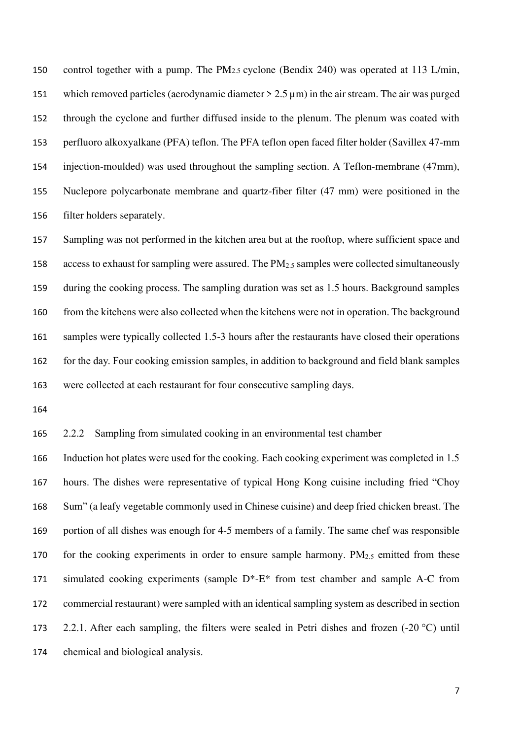control together with a pump. The $PM_{2.5}$ cyclone (Bendix 240) was operated at 113 L/min, which removed particles (aerodynamic diameter > 2.5 μm) in the air stream. The air was purged through the cyclone and further diffused inside to the plenum. The plenum was coated with perfluoro alkoxyalkane (PFA) teflon. The PFA teflon open faced filter holder (Savillex 47-mm injection-moulded) was used throughout the sampling section. A Teflon-membrane (47mm), Nuclepore polycarbonate membrane and quartz-fiber filter (47 mm) were positioned in the filter holders separately.

Sampling was not performed in the kitchen area but at the rooftop, where sufficient space and access to exhaust for sampling were assured. The $PM_{2.5}$ samples were collected simultaneously during the cooking process. The sampling duration was set as 1.5 hours. Background samples from the kitchens were also collected when the kitchens were not in operation. The background samples were typically collected 1.5-3 hours after the restaurants have closed their operations for the day. Four cooking emission samples, in addition to background and field blank samples were collected at each restaurant for four consecutive sampling days.

### 2.2.2 Sampling from simulated cooking in an environmental test chamber

Induction hot plates were used for the cooking. Each cooking experiment was completed in 1.5 hours. The dishes were representative of typical Hong Kong cuisine including fried "Choy Sum" (a leafy vegetable commonly used in Chinese cuisine) and deep fried chicken breast. The portion of all dishes was enough for 4-5 members of a family. The same chef was responsible for the cooking experiments in order to ensure sample harmony. $PM_{2.5}$ emitted from these simulated cooking experiments (sample D*-E* from test chamber and sample A-C from commercial restaurant) were sampled with an identical sampling system as described in section 2.2.1. After each sampling, the filters were sealed in Petri dishes and frozen (-20 °C) until chemical and biological analysis.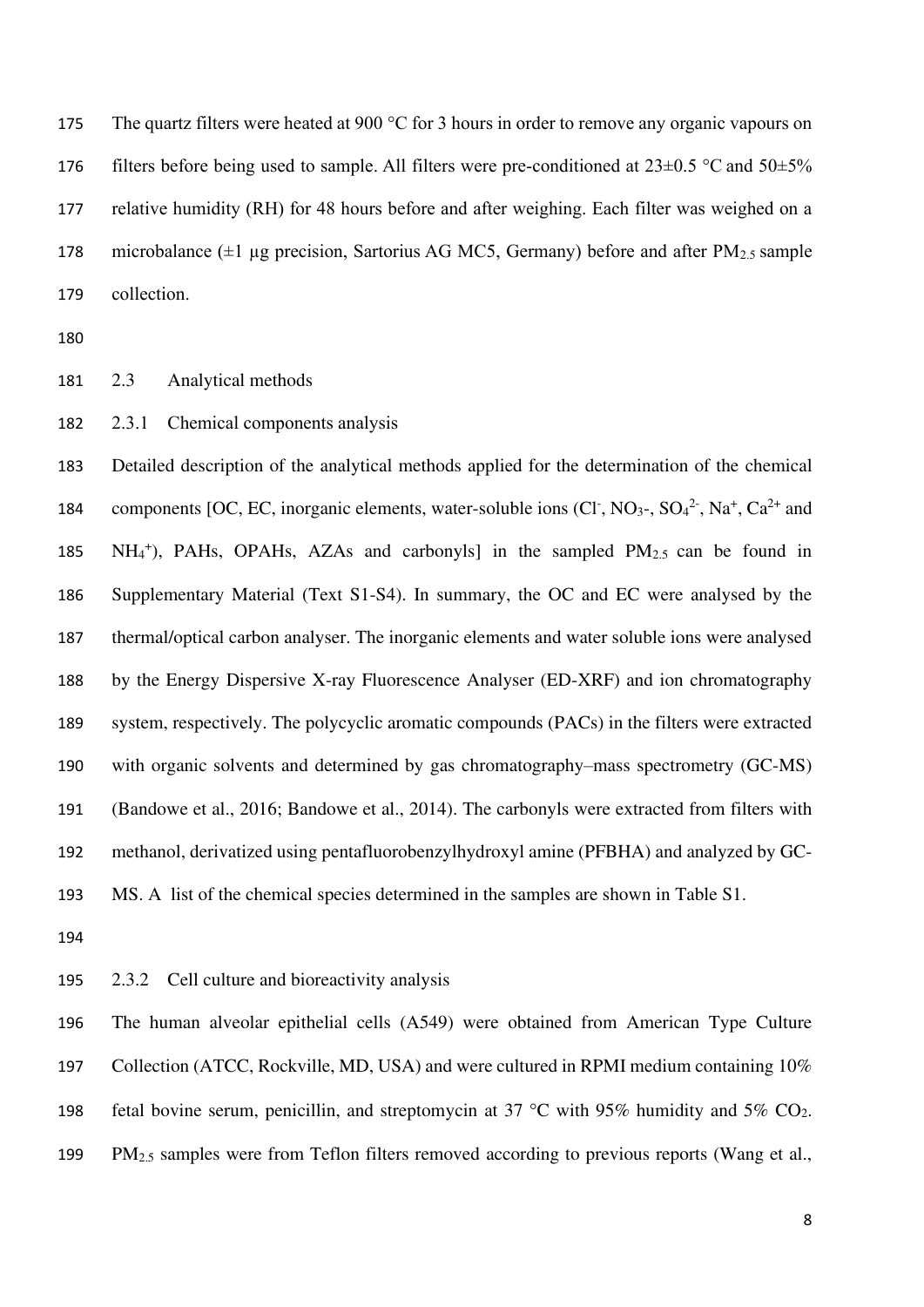The quartz filters were heated at 900 °C for 3 hours in order to remove any organic vapours on filters before being used to sample. All filters were pre-conditioned at 23±0.5 °C and 50±5% relative humidity (RH) for 48 hours before and after weighing. Each filter was weighed on a microbalance (±1 μg precision, Sartorius AG MC5, Germany) before and after $PM_{2.5}$ sample collection.

### 2.3 Analytical methods

#### 2.3.1 Chemical components analysis

Detailed description of the analytical methods applied for the determination of the chemical components [OC, EC, inorganic elements, water-soluble ions ($Cl^-$, $NO_3$-, $SO_4^{2-}$, $Na^+$, $Ca^{2+}$ and $NH_4^+$), PAHs, OPAHs, AZAs and carbonyls] in the sampled $PM_{2.5}$ can be found in Supplementary Material (Text S1-S4). In summary, the OC and EC were analysed by the thermal/optical carbon analyser. The inorganic elements and water soluble ions were analysed by the Energy Dispersive X-ray Fluorescence Analyser (ED-XRF) and ion chromatography system, respectively. The polycyclic aromatic compounds (PACs) in the filters were extracted with organic solvents and determined by gas chromatography–mass spectrometry (GC-MS) (Bandowe et al., 2016; Bandowe et al., 2014). The carbonyls were extracted from filters with methanol, derivatized using pentafluorobenzylhydroxyl amine (PFBHA) and analyzed by GC-MS. A list of the chemical species determined in the samples are shown in Table S1.

#### 2.3.2 Cell culture and bioreactivity analysis

The human alveolar epithelial cells (A549) were obtained from American Type Culture Collection (ATCC, Rockville, MD, USA) and were cultured in RPMI medium containing 10% fetal bovine serum, penicillin, and streptomycin at 37 °C with 95% humidity and 5% $CO_2$. $PM_{2.5}$ samples were from Teflon filters removed according to previous reports (Wang et al.,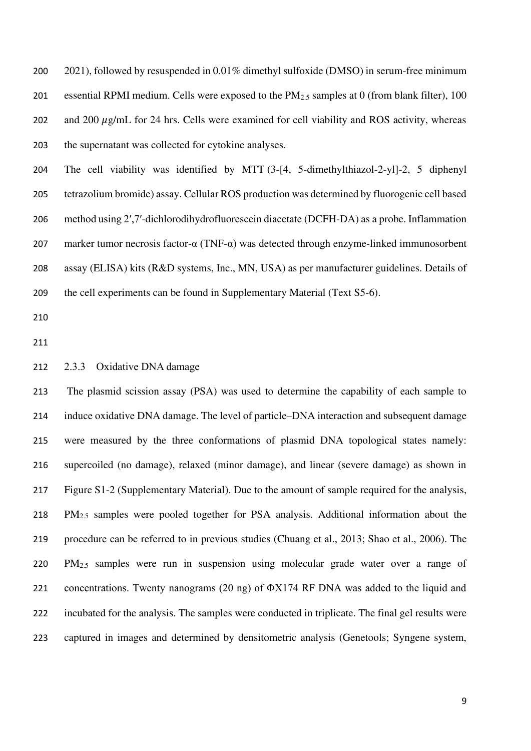2021), followed by resuspended in 0.01% dimethyl sulfoxide (DMSO) in serum-free minimum essential RPMI medium. Cells were exposed to the $PM_{2.5}$ samples at 0 (from blank filter), 100 and 200 $\mu$g/mL for 24 hrs. Cells were examined for cell viability and ROS activity, whereas the supernatant was collected for cytokine analyses.

The cell viability was identified by MTT (3-[4, 5-dimethylthiazol-2-yl]-2, 5 diphenyl tetrazolium bromide) assay. Cellular ROS production was determined by fluorogenic cell based method using 2′,7′-dichlorodihydrofluorescein diacetate (DCFH-DA) as a probe. Inflammation marker tumor necrosis factor-α (TNF-α) was detected through enzyme-linked immunosorbent assay (ELISA) kits (R&D systems, Inc., MN, USA) as per manufacturer guidelines. Details of the cell experiments can be found in Supplementary Material (Text S5-6).

### 2.3.3 Oxidative DNA damage

The plasmid scission assay (PSA) was used to determine the capability of each sample to induce oxidative DNA damage. The level of particle–DNA interaction and subsequent damage were measured by the three conformations of plasmid DNA topological states namely: supercoiled (no damage), relaxed (minor damage), and linear (severe damage) as shown in Figure S1-2 (Supplementary Material). Due to the amount of sample required for the analysis, $PM_{2.5}$ samples were pooled together for PSA analysis. Additional information about the procedure can be referred to in previous studies (Chuang et al., 2013; Shao et al., 2006). The $PM_{2.5}$ samples were run in suspension using molecular grade water over a range of concentrations. Twenty nanograms (20 ng) of ΦX174 RF DNA was added to the liquid and incubated for the analysis. The samples were conducted in triplicate. The final gel results were captured in images and determined by densitometric analysis (Genetools; Syngene system,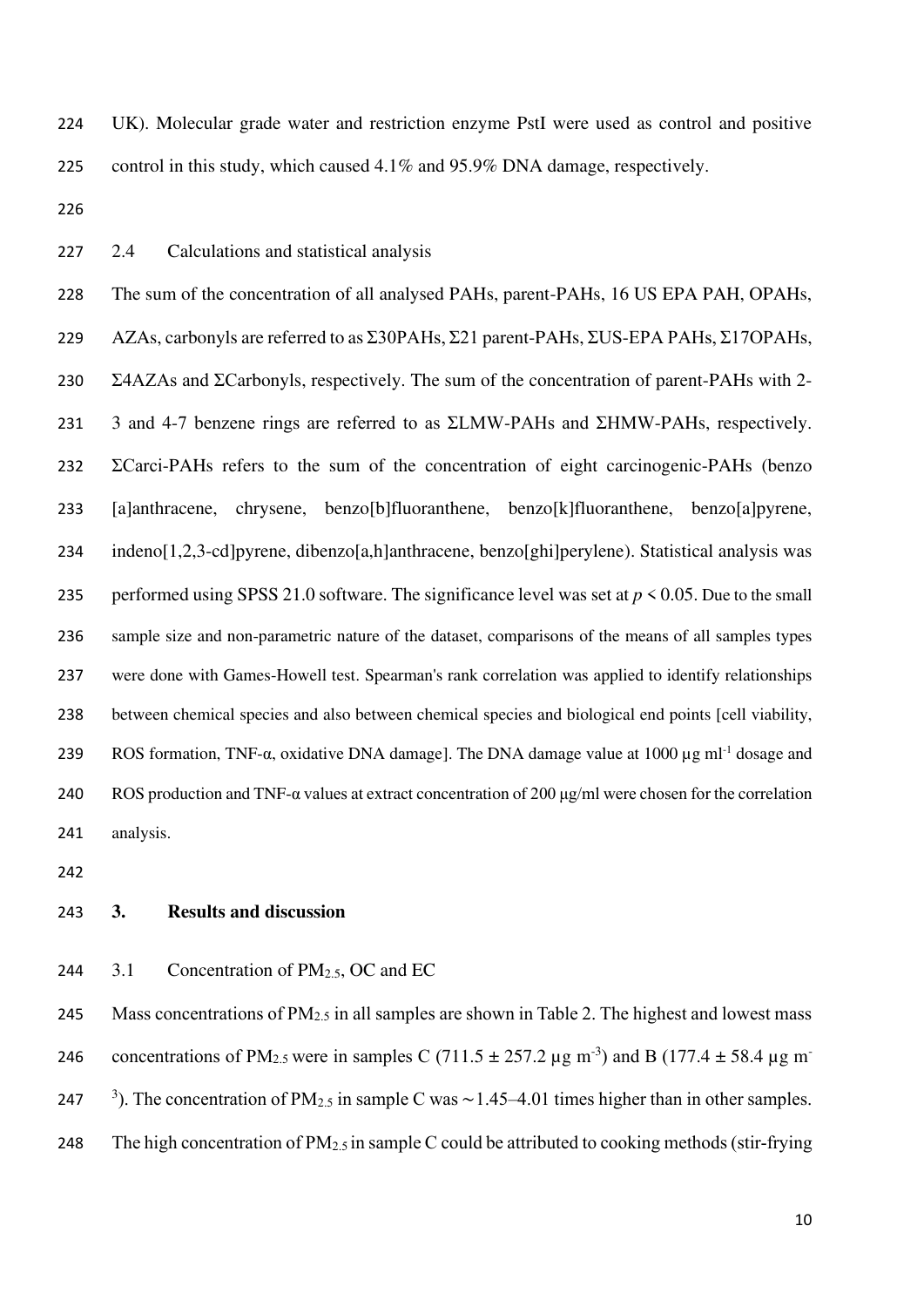UK). Molecular grade water and restriction enzyme PstI were used as control and positive control in this study, which caused 4.1% and 95.9% DNA damage, respectively.

### 2.4 Calculations and statistical analysis

The sum of the concentration of all analysed PAHs, parent-PAHs, 16 US EPA PAH, OPAHs, AZAs, carbonyls are referred to as Σ30PAHs, Σ21 parent-PAHs, ΣUS-EPA PAHs, Σ17OPAHs, Σ4AZAs and ΣCarbonyls, respectively. The sum of the concentration of parent-PAHs with 2-3 and 4-7 benzene rings are referred to as ΣLMW-PAHs and ΣHMW-PAHs, respectively. ΣCarci-PAHs refers to the sum of the concentration of eight carcinogenic-PAHs (benzo [a]anthracene, chrysene, benzo[b]fluoranthene, benzo[k]fluoranthene, benzo[a]pyrene, indeno[1,2,3-cd]pyrene, dibenzo[a,h]anthracene, benzo[ghi]perylene). Statistical analysis was performed using SPSS 21.0 software. The significance level was set at $p < 0.05$. Due to the small sample size and non-parametric nature of the dataset, comparisons of the means of all samples types were done with Games-Howell test. Spearman's rank correlation was applied to identify relationships between chemical species and also between chemical species and biological end points [cell viability, ROS formation, TNF-α, oxidative DNA damage]. The DNA damage value at 1000 μg $ml^{-1}$ dosage and ROS production and TNF-α values at extract concentration of 200 μg/ml were chosen for the correlation analysis.

## 3. Results and discussion

### 3.1 Concentration of $PM_{2.5}$, OC and EC

Mass concentrations of $PM_{2.5}$ in all samples are shown in Table 2. The highest and lowest mass concentrations of $PM_{2.5}$ were in samples C (711.5 ± 257.2 μg $m^{-3}$) and B (177.4 ± 58.4 μg $m^{-3}$). The concentration of $PM_{2.5}$ in sample C was ∼1.45–4.01 times higher than in other samples. The high concentration of $PM_{2.5}$ in sample C could be attributed to cooking methods (stir-frying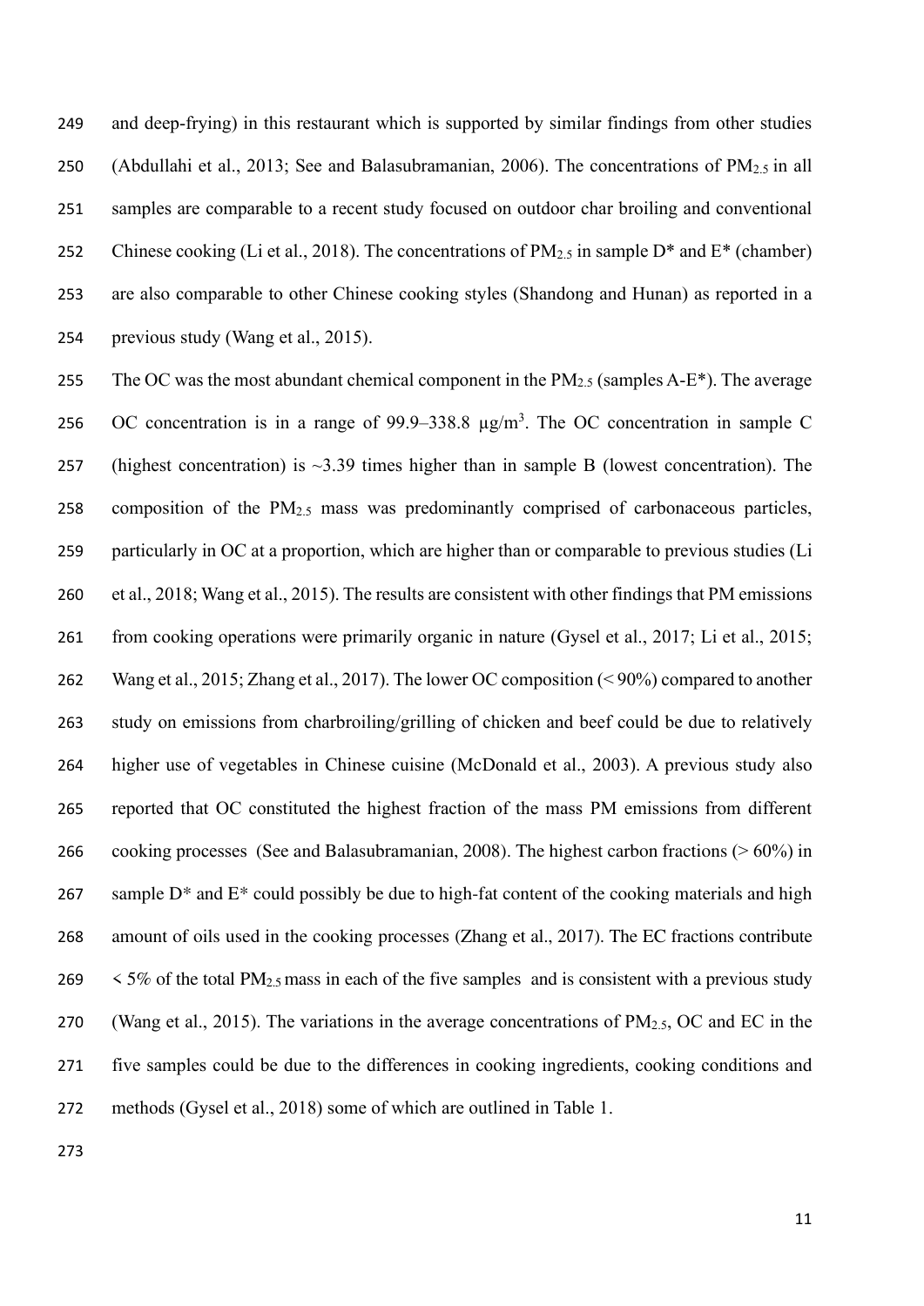and deep-frying) in this restaurant which is supported by similar findings from other studies (Abdullahi et al., 2013; See and Balasubramanian, 2006). The concentrations of $PM_{2.5}$ in all samples are comparable to a recent study focused on outdoor char broiling and conventional Chinese cooking (Li et al., 2018). The concentrations of $PM_{2.5}$ in sample D* and E* (chamber) are also comparable to other Chinese cooking styles (Shandong and Hunan) as reported in a previous study (Wang et al., 2015).

The OC was the most abundant chemical component in the $PM_{2.5}$ (samples A-E*). The average OC concentration is in a range of 99.9–338.8 μg/m$^3$. The OC concentration in sample C (highest concentration) is ~3.39 times higher than in sample B (lowest concentration). The composition of the $PM_{2.5}$ mass was predominantly comprised of carbonaceous particles, particularly in OC at a proportion, which are higher than or comparable to previous studies (Li et al., 2018; Wang et al., 2015). The results are consistent with other findings that PM emissions from cooking operations were primarily organic in nature (Gysel et al., 2017; Li et al., 2015; Wang et al., 2015; Zhang et al., 2017). The lower OC composition (< 90%) compared to another study on emissions from charbroiling/grilling of chicken and beef could be due to relatively higher use of vegetables in Chinese cuisine (McDonald et al., 2003). A previous study also reported that OC constituted the highest fraction of the mass PM emissions from different cooking processes (See and Balasubramanian, 2008). The highest carbon fractions (> 60%) in sample D* and E* could possibly be due to high-fat content of the cooking materials and high amount of oils used in the cooking processes (Zhang et al., 2017). The EC fractions contribute < 5% of the total $PM_{2.5}$ mass in each of the five samples and is consistent with a previous study (Wang et al., 2015). The variations in the average concentrations of $PM_{2.5}$, OC and EC in the five samples could be due to the differences in cooking ingredients, cooking conditions and methods (Gysel et al., 2018) some of which are outlined in Table 1.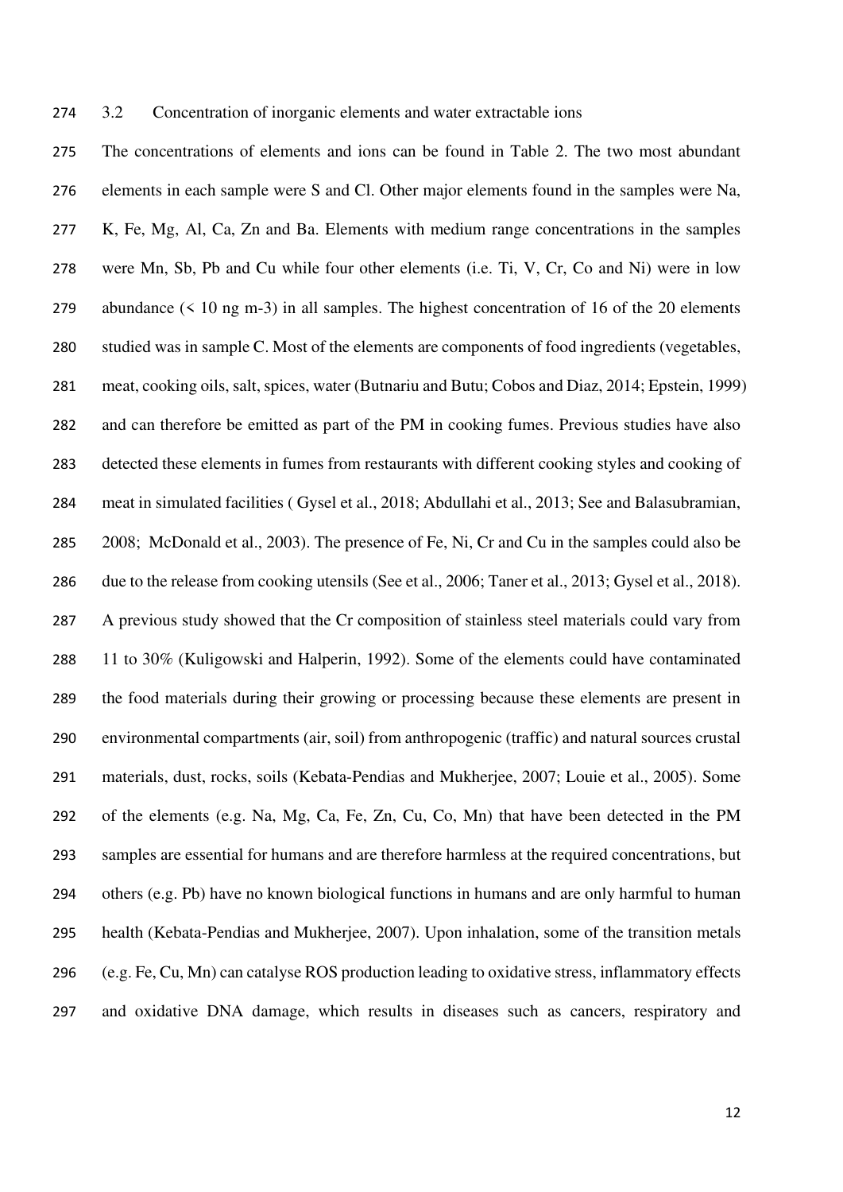## 3.2 Concentration of inorganic elements and water extractable ions

The concentrations of elements and ions can be found in Table 2. The two most abundant elements in each sample were S and Cl. Other major elements found in the samples were Na, K, Fe, Mg, Al, Ca, Zn and Ba. Elements with medium range concentrations in the samples were Mn, Sb, Pb and Cu while four other elements (i.e. Ti, V, Cr, Co and Ni) were in low abundance (< 10 ng m-3) in all samples. The highest concentration of 16 of the 20 elements studied was in sample C. Most of the elements are components of food ingredients (vegetables, meat, cooking oils, salt, spices, water (Butnariu and Butu; Cobos and Diaz, 2014; Epstein, 1999) and can therefore be emitted as part of the PM in cooking fumes. Previous studies have also detected these elements in fumes from restaurants with different cooking styles and cooking of meat in simulated facilities ( Gysel et al., 2018; Abdullahi et al., 2013; See and Balasubramian, 2008; McDonald et al., 2003). The presence of Fe, Ni, Cr and Cu in the samples could also be due to the release from cooking utensils (See et al., 2006; Taner et al., 2013; Gysel et al., 2018). A previous study showed that the Cr composition of stainless steel materials could vary from 11 to 30% (Kuligowski and Halperin, 1992). Some of the elements could have contaminated the food materials during their growing or processing because these elements are present in environmental compartments (air, soil) from anthropogenic (traffic) and natural sources crustal materials, dust, rocks, soils (Kebata-Pendias and Mukherjee, 2007; Louie et al., 2005). Some of the elements (e.g. Na, Mg, Ca, Fe, Zn, Cu, Co, Mn) that have been detected in the PM samples are essential for humans and are therefore harmless at the required concentrations, but others (e.g. Pb) have no known biological functions in humans and are only harmful to human health (Kebata-Pendias and Mukherjee, 2007). Upon inhalation, some of the transition metals (e.g. Fe, Cu, Mn) can catalyse ROS production leading to oxidative stress, inflammatory effects and oxidative DNA damage, which results in diseases such as cancers, respiratory and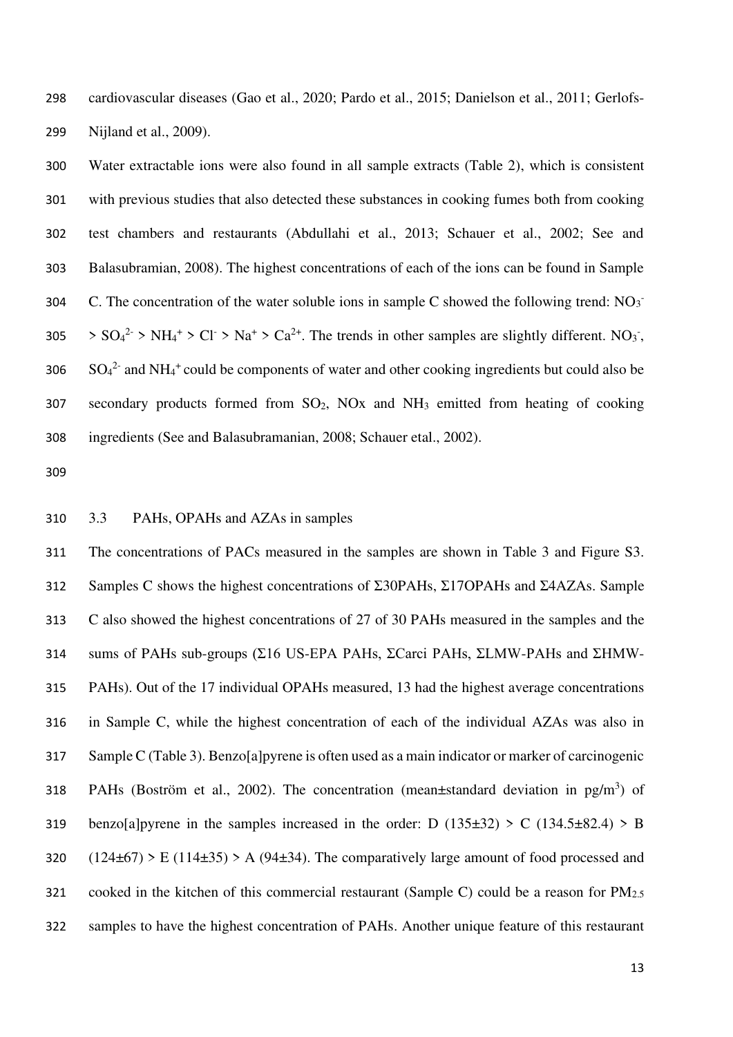cardiovascular diseases (Gao et al., 2020; Pardo et al., 2015; Danielson et al., 2011; Gerlofs-Nijland et al., 2009).

Water extractable ions were also found in all sample extracts (Table 2), which is consistent with previous studies that also detected these substances in cooking fumes both from cooking test chambers and restaurants (Abdullahi et al., 2013; Schauer et al., 2002; See and Balasubramanian, 2008). The highest concentrations of each of the ions can be found in Sample C. The concentration of the water soluble ions in sample C showed the following trend: $NO_3^-$ > $SO_4^{2-}$ > $NH_4^+$ > $Cl^-$ > $Na^+$ > $Ca^{2+}$. The trends in other samples are slightly different. $NO_3^-$, $SO_4^{2-}$ and $NH_4^+$ could be components of water and other cooking ingredients but could also be secondary products formed from $SO_2$, NOx and $NH_3$ emitted from heating of cooking ingredients (See and Balasubramanian, 2008; Schauer etal., 2002).

### 3.3 PAHs, OPAHs and AZAs in samples

The concentrations of PACs measured in the samples are shown in Table 3 and Figure S3. Samples C shows the highest concentrations of Σ30PAHs, Σ17OPAHs and Σ4AZAs. Sample C also showed the highest concentrations of 27 of 30 PAHs measured in the samples and the sums of PAHs sub-groups (Σ16 US-EPA PAHs, ΣCarci PAHs, ΣLMW-PAHs and ΣHMW-PAHs). Out of the 17 individual OPAHs measured, 13 had the highest average concentrations in Sample C, while the highest concentration of each of the individual AZAs was also in Sample C (Table 3). Benzo[a]pyrene is often used as a main indicator or marker of carcinogenic PAHs (Boström et al., 2002). The concentration (mean±standard deviation in pg/m$^3$) of benzo[a]pyrene in the samples increased in the order: D (135±32) > C (134.5±82.4) > B (124±67) > E (114±35) > A (94±34). The comparatively large amount of food processed and cooked in the kitchen of this commercial restaurant (Sample C) could be a reason for $PM_{2.5}$ samples to have the highest concentration of PAHs. Another unique feature of this restaurant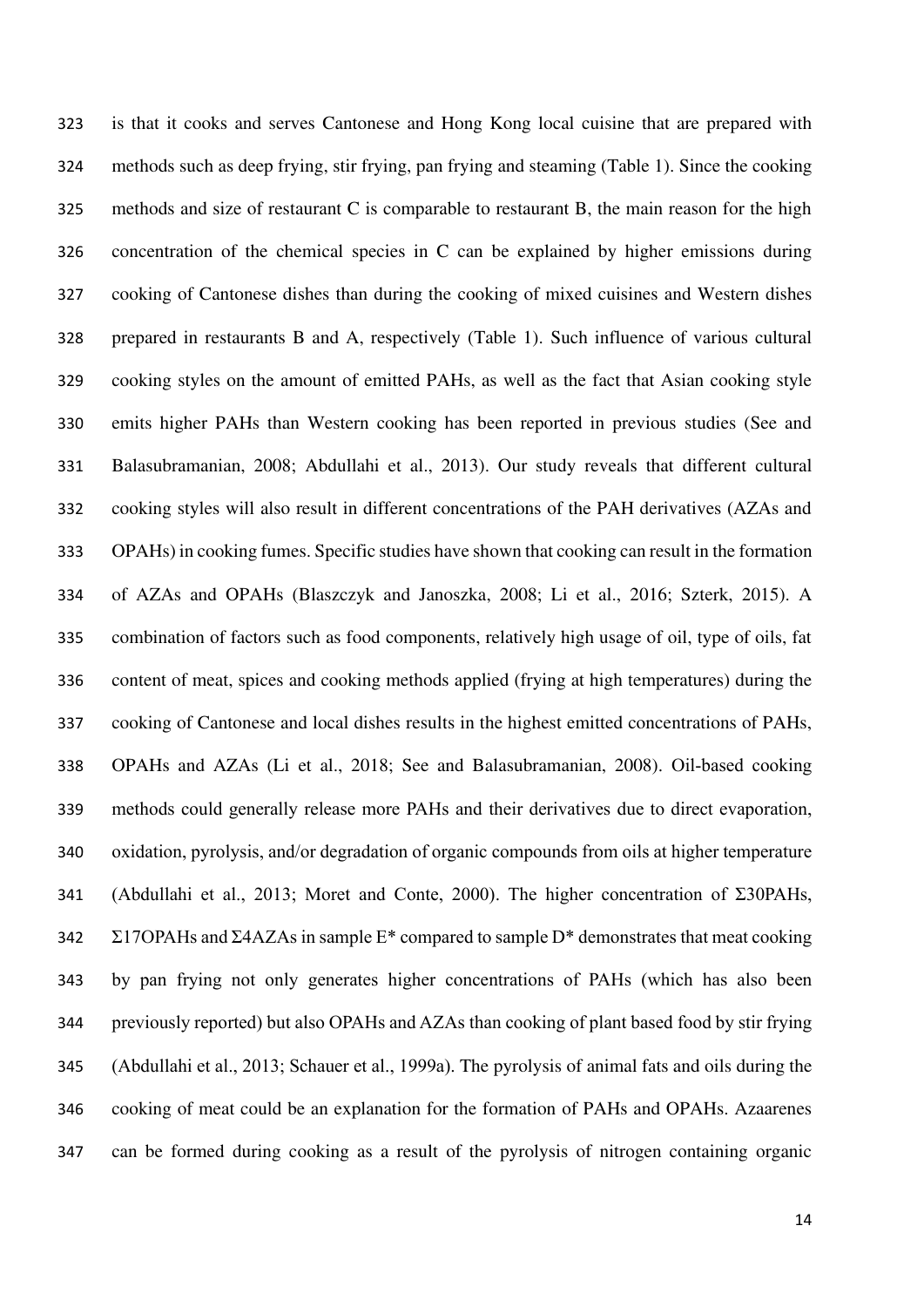is that it cooks and serves Cantonese and Hong Kong local cuisine that are prepared with methods such as deep frying, stir frying, pan frying and steaming (Table 1). Since the cooking methods and size of restaurant C is comparable to restaurant B, the main reason for the high concentration of the chemical species in C can be explained by higher emissions during cooking of Cantonese dishes than during the cooking of mixed cuisines and Western dishes prepared in restaurants B and A, respectively (Table 1). Such influence of various cultural cooking styles on the amount of emitted PAHs, as well as the fact that Asian cooking style emits higher PAHs than Western cooking has been reported in previous studies (See and Balasubramanian, 2008; Abdullahi et al., 2013). Our study reveals that different cultural cooking styles will also result in different concentrations of the PAH derivatives (AZAs and OPAHs) in cooking fumes. Specific studies have shown that cooking can result in the formation of AZAs and OPAHs (Blaszczyk and Janoszka, 2008; Li et al., 2016; Szterk, 2015). A combination of factors such as food components, relatively high usage of oil, type of oils, fat content of meat, spices and cooking methods applied (frying at high temperatures) during the cooking of Cantonese and local dishes results in the highest emitted concentrations of PAHs, OPAHs and AZAs (Li et al., 2018; See and Balasubramanian, 2008). Oil-based cooking methods could generally release more PAHs and their derivatives due to direct evaporation, oxidation, pyrolysis, and/or degradation of organic compounds from oils at higher temperature (Abdullahi et al., 2013; Moret and Conte, 2000). The higher concentration of Σ30PAHs, Σ17OPAHs and Σ4AZAs in sample E* compared to sample D* demonstrates that meat cooking by pan frying not only generates higher concentrations of PAHs (which has also been previously reported) but also OPAHs and AZAs than cooking of plant based food by stir frying (Abdullahi et al., 2013; Schauer et al., 1999a). The pyrolysis of animal fats and oils during the cooking of meat could be an explanation for the formation of PAHs and OPAHs. Azaarenes can be formed during cooking as a result of the pyrolysis of nitrogen containing organic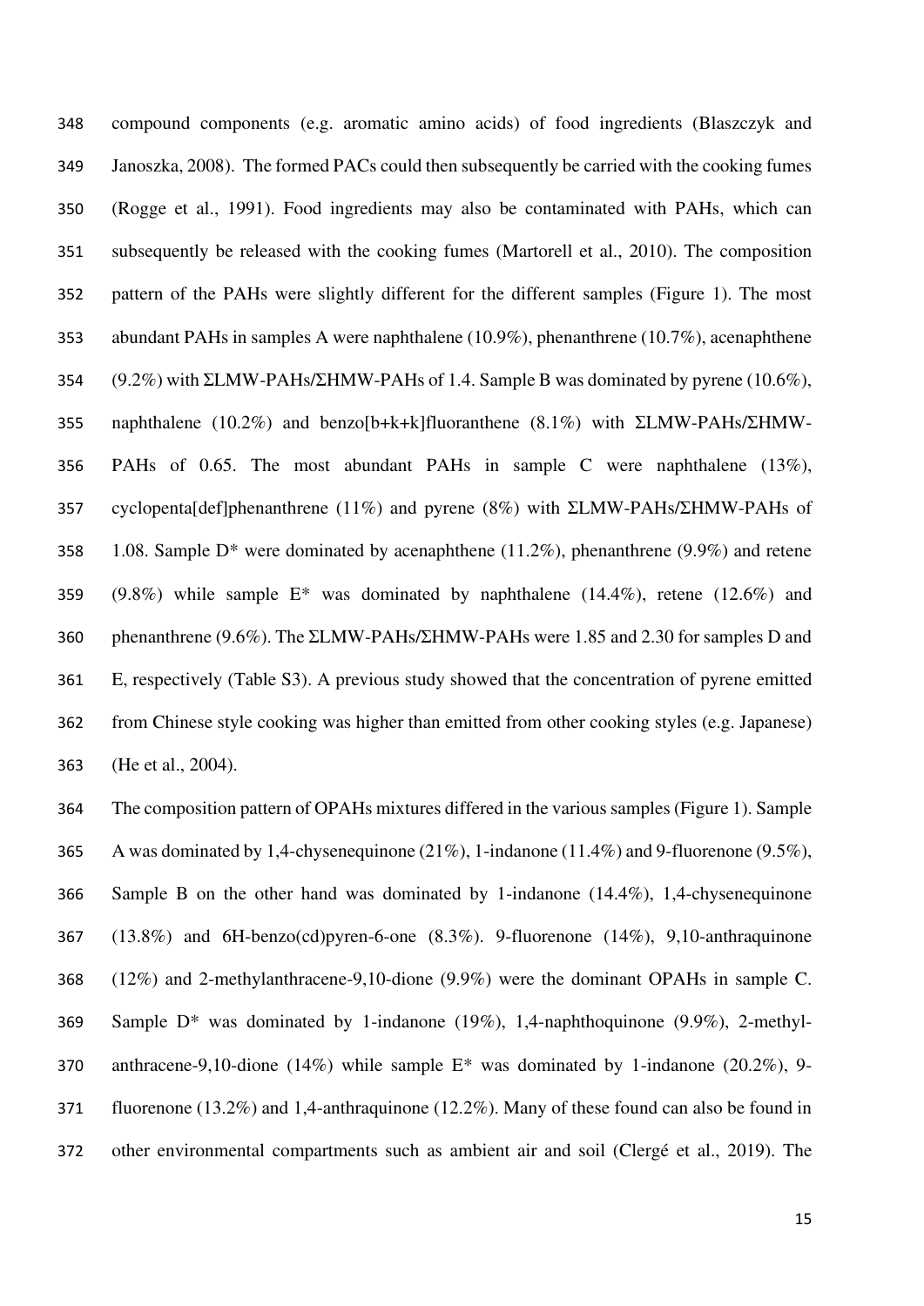compound components (e.g. aromatic amino acids) of food ingredients (Blaszczyk and Janoszka, 2008). The formed PACs could then subsequently be carried with the cooking fumes (Rogge et al., 1991). Food ingredients may also be contaminated with PAHs, which can subsequently be released with the cooking fumes (Martorell et al., 2010). The composition pattern of the PAHs were slightly different for the different samples (Figure 1). The most abundant PAHs in samples A were naphthalene (10.9%), phenanthrene (10.7%), acenaphthene (9.2%) with ΣLMW-PAHs/ΣHMW-PAHs of 1.4. Sample B was dominated by pyrene (10.6%), naphthalene (10.2%) and benzo[b+k+k]fluoranthene (8.1%) with ΣLMW-PAHs/ΣHMW-PAHs of 0.65. The most abundant PAHs in sample C were naphthalene (13%), cyclopenta[def]phenanthrene (11%) and pyrene (8%) with ΣLMW-PAHs/ΣHMW-PAHs of 1.08. Sample D* were dominated by acenaphthene (11.2%), phenanthrene (9.9%) and retene (9.8%) while sample E* was dominated by naphthalene (14.4%), retene (12.6%) and phenanthrene (9.6%). The ΣLMW-PAHs/ΣHMW-PAHs were 1.85 and 2.30 for samples D and E, respectively (Table S3). A previous study showed that the concentration of pyrene emitted from Chinese style cooking was higher than emitted from other cooking styles (e.g. Japanese) (He et al., 2004).

The composition pattern of OPAHs mixtures differed in the various samples (Figure 1). Sample A was dominated by 1,4-chysenequinone (21%), 1-indanone (11.4%) and 9-fluorenone (9.5%), Sample B on the other hand was dominated by 1-indanone (14.4%), 1,4-chysenequinone (13.8%) and 6H-benzo(cd)pyren-6-one (8.3%). 9-fluorenone (14%), 9,10-anthraquinone (12%) and 2-methylanthracene-9,10-dione (9.9%) were the dominant OPAHs in sample C. Sample D* was dominated by 1-indanone (19%), 1,4-naphthoquinone (9.9%), 2-methyl-anthracene-9,10-dione (14%) while sample E* was dominated by 1-indanone (20.2%), 9-fluorenone (13.2%) and 1,4-anthraquinone (12.2%). Many of these found can also be found in other environmental compartments such as ambient air and soil (Clergé et al., 2019). The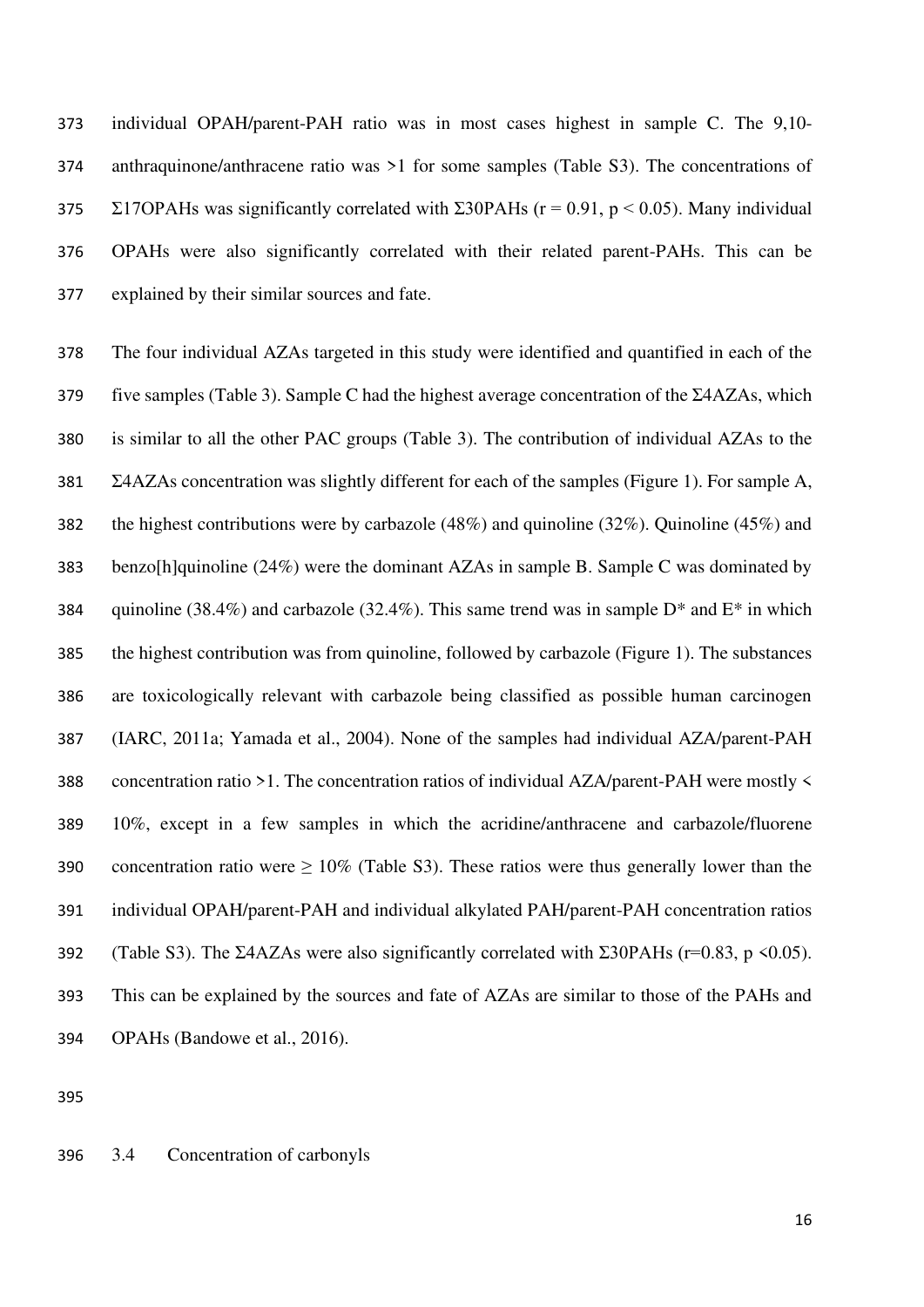individual OPAH/parent-PAH ratio was in most cases highest in sample C. The 9,10-anthraquinone/anthracene ratio was >1 for some samples (Table S3). The concentrations of Σ17OPAHs was significantly correlated with Σ30PAHs ($r = 0.91$, $p < 0.05$). Many individual OPAHs were also significantly correlated with their related parent-PAHs. This can be explained by their similar sources and fate.

The four individual AZAs targeted in this study were identified and quantified in each of the five samples (Table 3). Sample C had the highest average concentration of the Σ4AZAs, which is similar to all the other PAC groups (Table 3). The contribution of individual AZAs to the Σ4AZAs concentration was slightly different for each of the samples (Figure 1). For sample A, the highest contributions were by carbazole (48%) and quinoline (32%). Quinoline (45%) and benzo[h]quinoline (24%) were the dominant AZAs in sample B. Sample C was dominated by quinoline (38.4%) and carbazole (32.4%). This same trend was in sample D* and E* in which the highest contribution was from quinoline, followed by carbazole (Figure 1). The substances are toxicologically relevant with carbazole being classified as possible human carcinogen (IARC, 2011a; Yamada et al., 2004). None of the samples had individual AZA/parent-PAH concentration ratio >1. The concentration ratios of individual AZA/parent-PAH were mostly < 10%, except in a few samples in which the acridine/anthracene and carbazole/fluorene concentration ratio were ≥ 10% (Table S3). These ratios were thus generally lower than the individual OPAH/parent-PAH and individual alkylated PAH/parent-PAH concentration ratios (Table S3). The Σ4AZAs were also significantly correlated with Σ30PAHs ($r=0.83$, $p <0.05$). This can be explained by the sources and fate of AZAs are similar to those of the PAHs and OPAHs (Bandowe et al., 2016).

### 3.4 Concentration of carbonyls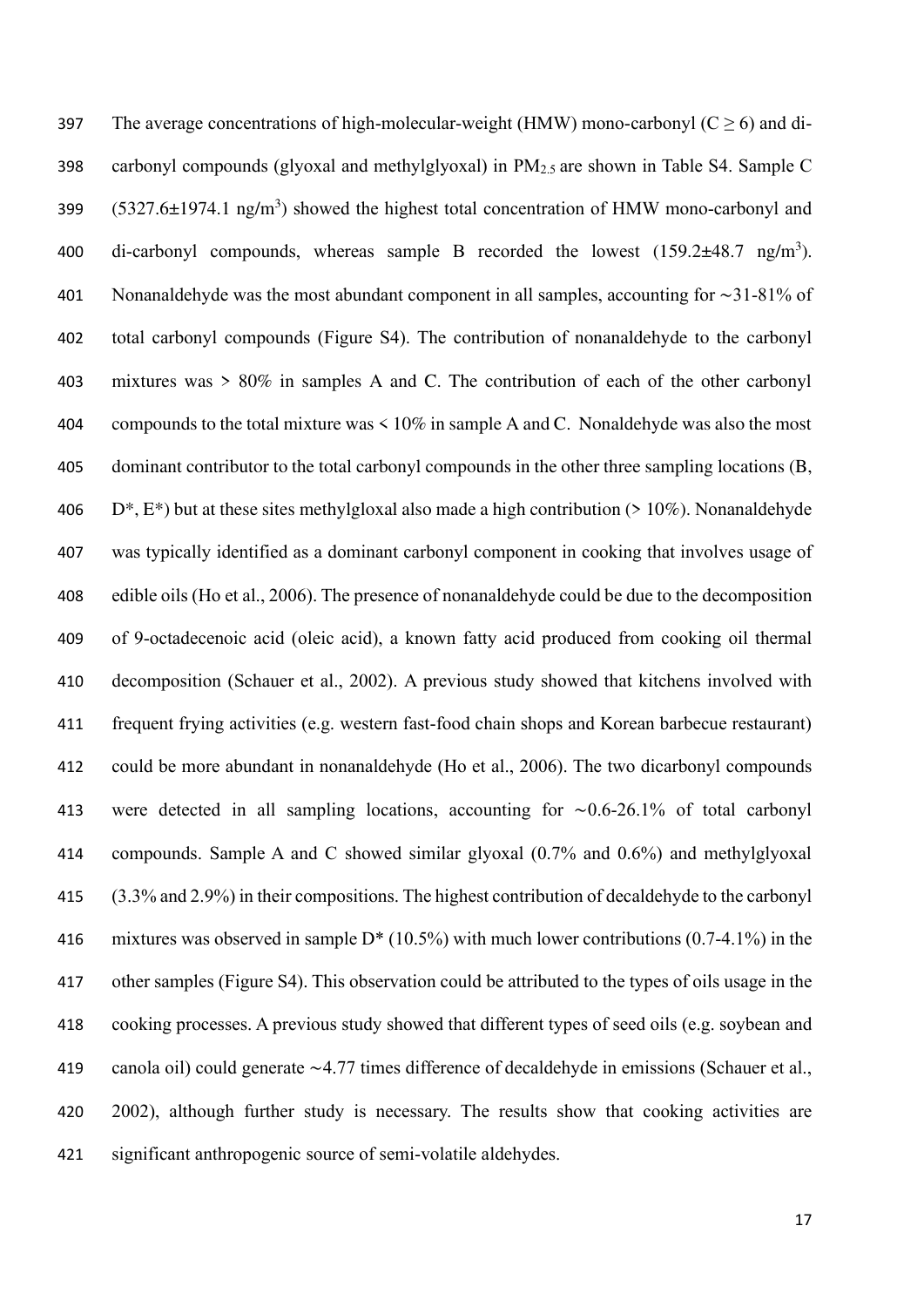The average concentrations of high-molecular-weight (HMW) mono-carbonyl ($C \geq 6$) and di-carbonyl compounds (glyoxal and methylglyoxal) in $PM_{2.5}$ are shown in Table S4. Sample C ($5327.6 \pm 1974.1$ ng/m$^3$) showed the highest total concentration of HMW mono-carbonyl and di-carbonyl compounds, whereas sample B recorded the lowest ($159.2 \pm 48.7$ ng/m$^3$). Nonanaldehyde was the most abundant component in all samples, accounting for ~31-81% of total carbonyl compounds (Figure S4). The contribution of nonanaldehyde to the carbonyl mixtures was > 80% in samples A and C. The contribution of each of the other carbonyl compounds to the total mixture was < 10% in sample A and C. Nonaldehyde was also the most dominant contributor to the total carbonyl compounds in the other three sampling locations (B, D*, E*) but at these sites methylgloxal also made a high contribution (> 10%). Nonanaldehyde was typically identified as a dominant carbonyl component in cooking that involves usage of edible oils (Ho et al., 2006). The presence of nonanaldehyde could be due to the decomposition of 9-octadecenoic acid (oleic acid), a known fatty acid produced from cooking oil thermal decomposition (Schauer et al., 2002). A previous study showed that kitchens involved with frequent frying activities (e.g. western fast-food chain shops and Korean barbecue restaurant) could be more abundant in nonanaldehyde (Ho et al., 2006). The two dicarbonyl compounds were detected in all sampling locations, accounting for ~0.6-26.1% of total carbonyl compounds. Sample A and C showed similar glyoxal (0.7% and 0.6%) and methylglyoxal (3.3% and 2.9%) in their compositions. The highest contribution of decaldehyde to the carbonyl mixtures was observed in sample D* (10.5%) with much lower contributions (0.7-4.1%) in the other samples (Figure S4). This observation could be attributed to the types of oils usage in the cooking processes. A previous study showed that different types of seed oils (e.g. soybean and canola oil) could generate ~4.77 times difference of decaldehyde in emissions (Schauer et al., 2002), although further study is necessary. The results show that cooking activities are significant anthropogenic source of semi-volatile aldehydes.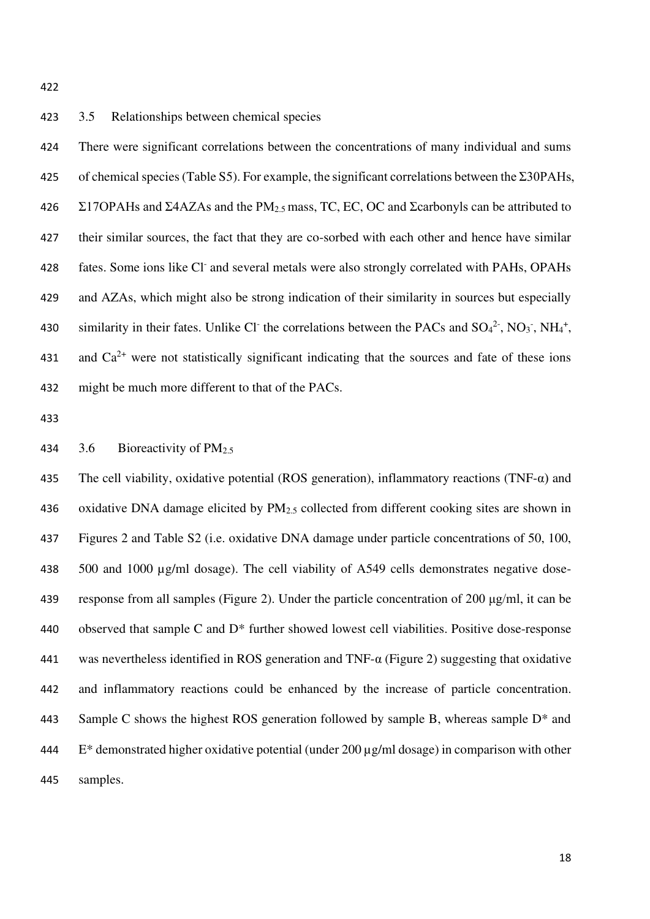### 3.5 Relationships between chemical species

There were significant correlations between the concentrations of many individual and sums of chemical species (Table S5). For example, the significant correlations between the Σ30PAHs, Σ17OPAHs and Σ4AZAs and the $PM_{2.5}$ mass, TC, EC, OC and Σcarbonyls can be attributed to their similar sources, the fact that they are co-sorbed with each other and hence have similar fates. Some ions like $Cl^-$ and several metals were also strongly correlated with PAHs, OPAHs and AZAs, which might also be strong indication of their similarity in sources but especially similarity in their fates. Unlike $Cl^-$ the correlations between the PACs and $SO_4^{2-}$, $NO_3^-$, $NH_4^+$, and $Ca^{2+}$ were not statistically significant indicating that the sources and fate of these ions might be much more different to that of the PACs.

### 3.6 Bioreactivity of $PM_{2.5}$

The cell viability, oxidative potential (ROS generation), inflammatory reactions (TNF-α) and oxidative DNA damage elicited by $PM_{2.5}$ collected from different cooking sites are shown in Figures 2 and Table S2 (i.e. oxidative DNA damage under particle concentrations of 50, 100, 500 and 1000 µg/ml dosage). The cell viability of A549 cells demonstrates negative dose-response from all samples (Figure 2). Under the particle concentration of 200 µg/ml, it can be observed that sample C and D* further showed lowest cell viabilities. Positive dose-response was nevertheless identified in ROS generation and TNF-α (Figure 2) suggesting that oxidative and inflammatory reactions could be enhanced by the increase of particle concentration. Sample C shows the highest ROS generation followed by sample B, whereas sample D* and E* demonstrated higher oxidative potential (under 200 µg/ml dosage) in comparison with other samples.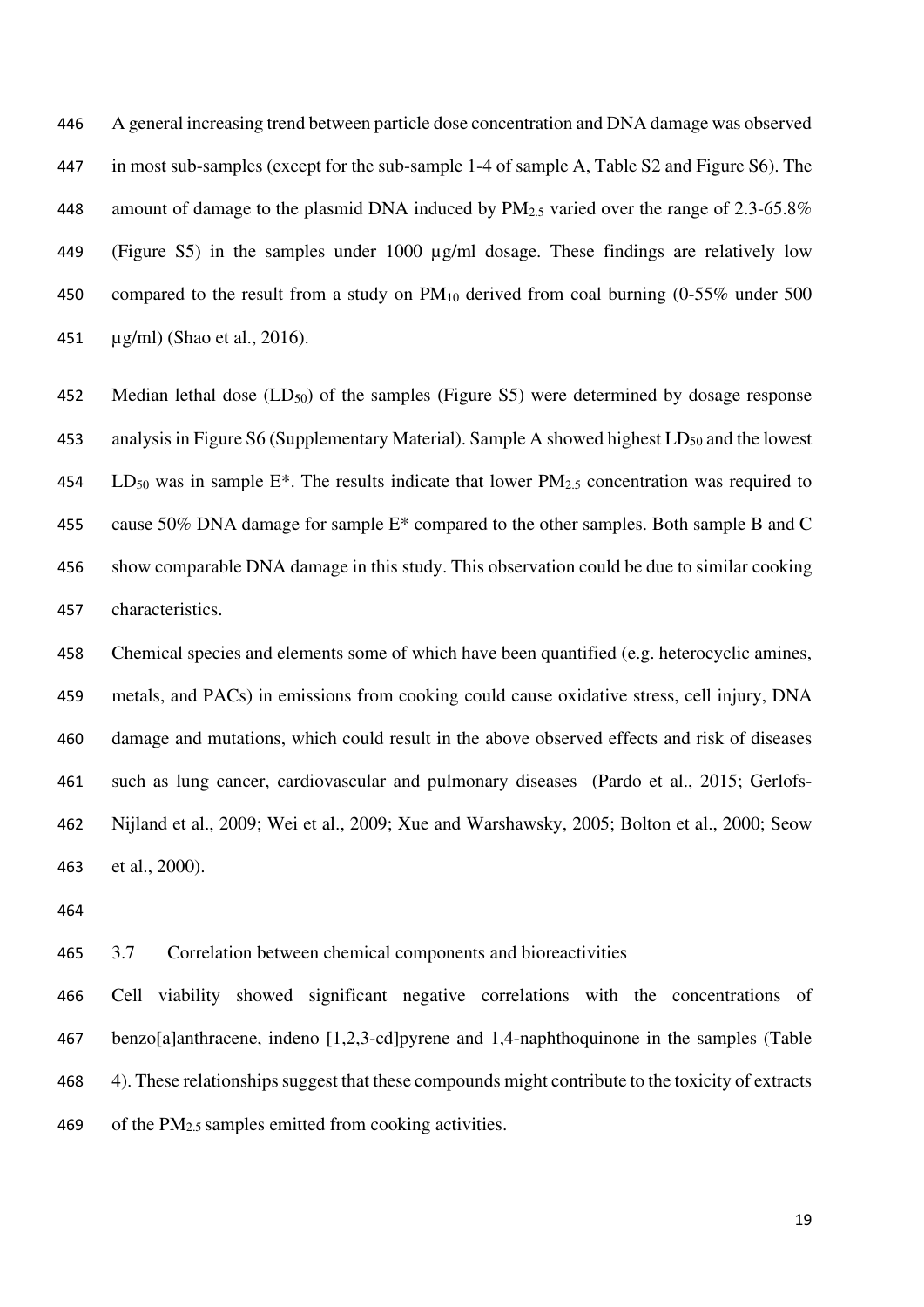A general increasing trend between particle dose concentration and DNA damage was observed in most sub-samples (except for the sub-sample 1-4 of sample A, Table S2 and Figure S6). The amount of damage to the plasmid DNA induced by $PM_{2.5}$ varied over the range of 2.3-65.8% (Figure S5) in the samples under 1000 µg/ml dosage. These findings are relatively low compared to the result from a study on $PM_{10}$ derived from coal burning (0-55% under 500 µg/ml) (Shao et al., 2016).

Median lethal dose ($LD_{50}$) of the samples (Figure S5) were determined by dosage response analysis in Figure S6 (Supplementary Material). Sample A showed highest $LD_{50}$ and the lowest $LD_{50}$ was in sample E*. The results indicate that lower $PM_{2.5}$ concentration was required to cause 50% DNA damage for sample E* compared to the other samples. Both sample B and C show comparable DNA damage in this study. This observation could be due to similar cooking characteristics.

Chemical species and elements some of which have been quantified (e.g. heterocyclic amines, metals, and PACs) in emissions from cooking could cause oxidative stress, cell injury, DNA damage and mutations, which could result in the above observed effects and risk of diseases such as lung cancer, cardiovascular and pulmonary diseases (Pardo et al., 2015; Gerlofs-Nijland et al., 2009; Wei et al., 2009; Xue and Warshawsky, 2005; Bolton et al., 2000; Seow et al., 2000).

### 3.7 Correlation between chemical components and bioreactivities

Cell viability showed significant negative correlations with the concentrations of benzo[a]anthracene, indeno [1,2,3-cd]pyrene and 1,4-naphthoquinone in the samples (Table 4). These relationships suggest that these compounds might contribute to the toxicity of extracts of the $PM_{2.5}$ samples emitted from cooking activities.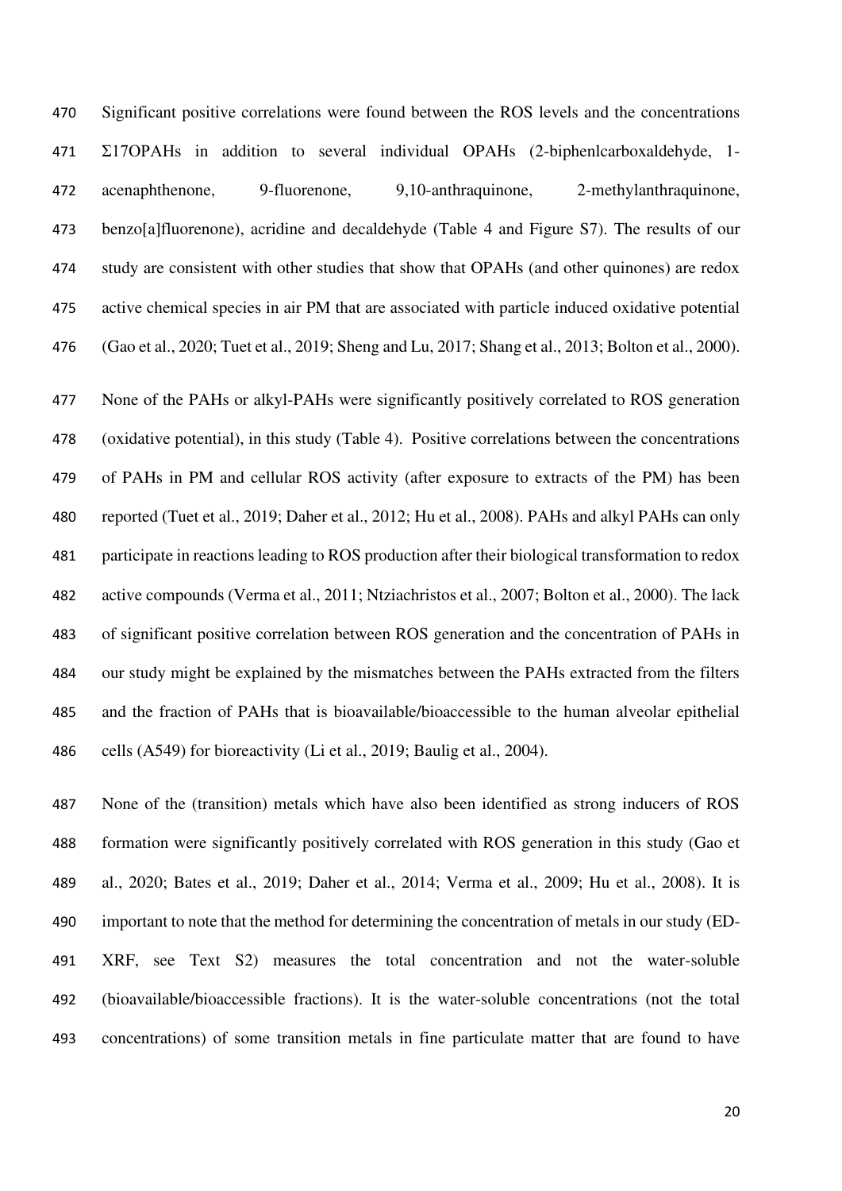Significant positive correlations were found between the ROS levels and the concentrations Σ17OPAHs in addition to several individual OPAHs (2-biphenlcarboxaldehyde, 1-acenaphthenone, 9-fluorenone, 9,10-anthraquinone, 2-methylanthraquinone, benzo[a]fluorenone), acridine and decaldehyde (Table 4 and Figure S7). The results of our study are consistent with other studies that show that OPAHs (and other quinones) are redox active chemical species in air PM that are associated with particle induced oxidative potential (Gao et al., 2020; Tuet et al., 2019; Sheng and Lu, 2017; Shang et al., 2013; Bolton et al., 2000).

None of the PAHs or alkyl-PAHs were significantly positively correlated to ROS generation (oxidative potential), in this study (Table 4). Positive correlations between the concentrations of PAHs in PM and cellular ROS activity (after exposure to extracts of the PM) has been reported (Tuet et al., 2019; Daher et al., 2012; Hu et al., 2008). PAHs and alkyl PAHs can only participate in reactions leading to ROS production after their biological transformation to redox active compounds (Verma et al., 2011; Ntziachristos et al., 2007; Bolton et al., 2000). The lack of significant positive correlation between ROS generation and the concentration of PAHs in our study might be explained by the mismatches between the PAHs extracted from the filters and the fraction of PAHs that is bioavailable/bioaccessible to the human alveolar epithelial cells (A549) for bioreactivity (Li et al., 2019; Baulig et al., 2004).

None of the (transition) metals which have also been identified as strong inducers of ROS formation were significantly positively correlated with ROS generation in this study (Gao et al., 2020; Bates et al., 2019; Daher et al., 2014; Verma et al., 2009; Hu et al., 2008). It is important to note that the method for determining the concentration of metals in our study (ED-XRF, see Text S2) measures the total concentration and not the water-soluble (bioavailable/bioaccessible fractions). It is the water-soluble concentrations (not the total concentrations) of some transition metals in fine particulate matter that are found to have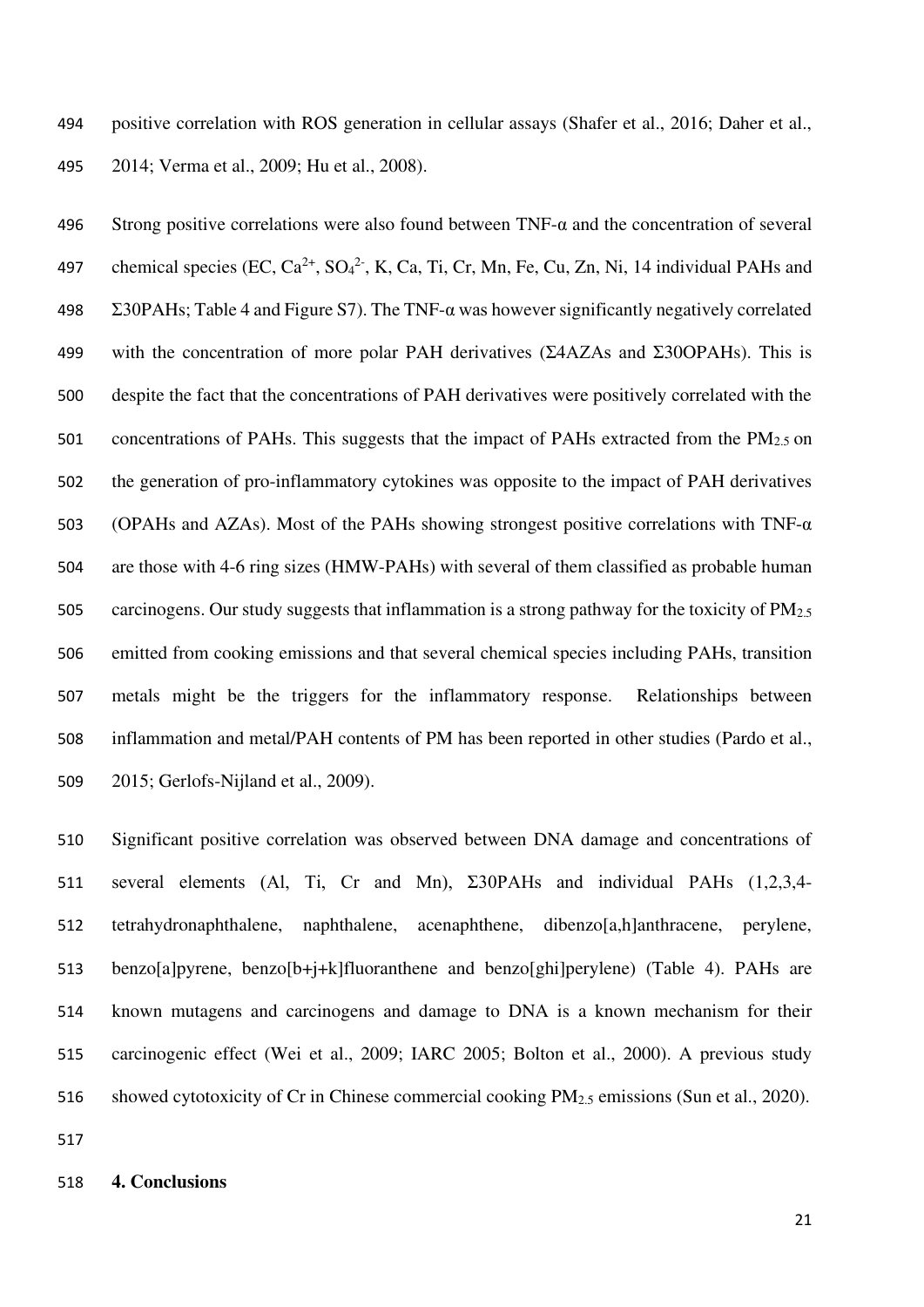positive correlation with ROS generation in cellular assays (Shafer et al., 2016; Daher et al., 2014; Verma et al., 2009; Hu et al., 2008).

Strong positive correlations were also found between TNF-α and the concentration of several chemical species (EC, $Ca^{2+}$, $SO_4^{2-}$, K, Ca, Ti, Cr, Mn, Fe, Cu, Zn, Ni, 14 individual PAHs and Σ30PAHs; Table 4 and Figure S7). The TNF-α was however significantly negatively correlated with the concentration of more polar PAH derivatives (Σ4AZAs and Σ30OPAHs). This is despite the fact that the concentrations of PAH derivatives were positively correlated with the concentrations of PAHs. This suggests that the impact of PAHs extracted from the $PM_{2.5}$ on the generation of pro-inflammatory cytokines was opposite to the impact of PAH derivatives (OPAHs and AZAs). Most of the PAHs showing strongest positive correlations with TNF-α are those with 4-6 ring sizes (HMW-PAHs) with several of them classified as probable human carcinogens. Our study suggests that inflammation is a strong pathway for the toxicity of $PM_{2.5}$ emitted from cooking emissions and that several chemical species including PAHs, transition metals might be the triggers for the inflammatory response. Relationships between inflammation and metal/PAH contents of PM has been reported in other studies (Pardo et al., 2015; Gerlofs-Nijland et al., 2009).

Significant positive correlation was observed between DNA damage and concentrations of several elements (Al, Ti, Cr and Mn), Σ30PAHs and individual PAHs (1,2,3,4-tetrahydronaphthalene, naphthalene, acenaphthene, dibenzo[a,h]anthracene, perylene, benzo[a]pyrene, benzo[b+j+k]fluoranthene and benzo[ghi]perylene) (Table 4). PAHs are known mutagens and carcinogens and damage to DNA is a known mechanism for their carcinogenic effect (Wei et al., 2009; IARC 2005; Bolton et al., 2000). A previous study showed cytotoxicity of Cr in Chinese commercial cooking $PM_{2.5}$ emissions (Sun et al., 2020).

## 4. Conclusions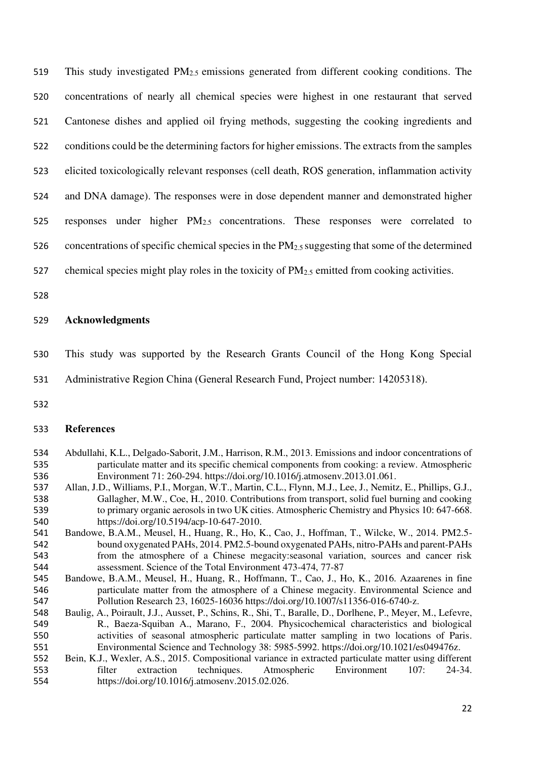This study investigated $PM_{2.5}$ emissions generated from different cooking conditions. The concentrations of nearly all chemical species were highest in one restaurant that served Cantonese dishes and applied oil frying methods, suggesting the cooking ingredients and conditions could be the determining factors for higher emissions. The extracts from the samples elicited toxicologically relevant responses (cell death, ROS generation, inflammation activity and DNA damage). The responses were in dose dependent manner and demonstrated higher responses under higher $PM_{2.5}$ concentrations. These responses were correlated to concentrations of specific chemical species in the $PM_{2.5}$ suggesting that some of the determined chemical species might play roles in the toxicity of $PM_{2.5}$ emitted from cooking activities.

## Acknowledgments

This study was supported by the Research Grants Council of the Hong Kong Special Administrative Region China (General Research Fund, Project number: 14205318).

## References

Abdullahi, K.L., Delgado-Saborit, J.M., Harrison, R.M., 2013. Emissions and indoor concentrations of particulate matter and its specific chemical components from cooking: a review. Atmospheric Environment 71: 260-294. https://doi.org/10.1016/j.atmosenv.2013.01.061.

Allan, J.D., Williams, P.I., Morgan, W.T., Martin, C.L., Flynn, M.J., Lee, J., Nemitz, E., Phillips, G.J., Gallagher, M.W., Coe, H., 2010. Contributions from transport, solid fuel burning and cooking to primary organic aerosols in two UK cities. Atmospheric Chemistry and Physics 10: 647-668. https://doi.org/10.5194/acp-10-647-2010.

Bandowe, B.A.M., Meusel, H., Huang, R., Ho, K., Cao, J., Hoffman, T., Wilcke, W., 2014. PM2.5-bound oxygenated PAHs, 2014. PM2.5-bound oxygenated PAHs, nitro-PAHs and parent-PAHs from the atmosphere of a Chinese megacity:seasonal variation, sources and cancer risk assessment. Science of the Total Environment 473-474, 77-87

Bandowe, B.A.M., Meusel, H., Huang, R., Hoffmann, T., Cao, J., Ho, K., 2016. Azaarenes in fine particulate matter from the atmosphere of a Chinese megacity. Environmental Science and Pollution Research 23, 16025-16036 https://doi.org/10.1007/s11356-016-6740-z.

Baulig, A., Poirault, J.J., Ausset, P., Schins, R., Shi, T., Baralle, D., Dorlhene, P., Meyer, M., Lefevre, R., Baeza-Squiban A., Marano, F., 2004. Physicochemical characteristics and biological activities of seasonal atmospheric particulate matter sampling in two locations of Paris. Environmental Science and Technology 38: 5985-5992. https://doi.org/10.1021/es049476z.

Bein, K.J., Wexler, A.S., 2015. Compositional variance in extracted particulate matter using different filter extraction techniques. Atmospheric Environment 107: 24-34. https://doi.org/10.1016/j.atmosenv.2015.02.026.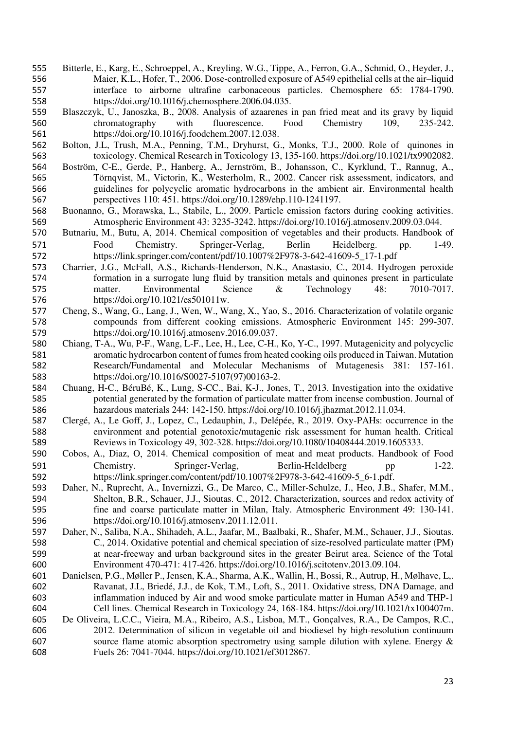Bitterle, E., Karg, E., Schroeppel, A., Kreyling, W.G., Tippe, A., Ferron, G.A., Schmid, O., Heyder, J., Maier, K.L., Hofer, T., 2006. Dose-controlled exposure of A549 epithelial cells at the air–liquid interface to airborne ultrafine carbonaceous particles. Chemosphere 65: 1784-1790. https://doi.org/10.1016/j.chemosphere.2006.04.035.

Blaszczyk, U., Janoszka, B., 2008. Analysis of azaarenes in pan fried meat and its gravy by liquid chromatography with fluorescence. Food Chemistry 109, 235-242. https://doi.org/10.1016/j.foodchem.2007.12.038.

Bolton, J.L, Trush, M.A., Penning, T.M., Dryhurst, G., Monks, T.J., 2000. Role of quinones in toxicology. Chemical Research in Toxicology 13, 135-160. https://doi.org/10.1021/tx9902082.

Boström, C-E., Gerde, P., Hanberg, A., Jernström, B., Johansson, C., Kyrklund, T., Rannug, A., Törnqvist, M., Victorin, K., Westerholm, R., 2002. Cancer risk assessment, indicators, and guidelines for polycyclic aromatic hydrocarbons in the ambient air. Environmental health perspectives 110: 451. https://doi.org/10.1289/ehp.110-1241197.

Buonanno, G., Morawska, L., Stabile, L., 2009. Particle emission factors during cooking activities. Atmospheric Environment 43: 3235-3242. https://doi.org/10.1016/j.atmosenv.2009.03.044.

Butnariu, M., Butu, A, 2014. Chemical composition of vegetables and their products. Handbook of Food Chemistry. Springer-Verlag, Berlin Heidelberg. pp. 1-49. https://link.springer.com/content/pdf/10.1007%2F978-3-642-41609-5_17-1.pdf

Charrier, J.G., McFall, A.S., Richards-Henderson, N.K., Anastasio, C., 2014. Hydrogen peroxide formation in a surrogate lung fluid by transition metals and quinones present in particulate matter. Environmental Science & Technology 48: 7010-7017. https://doi.org/10.1021/es501011w.

Cheng, S., Wang, G., Lang, J., Wen, W., Wang, X., Yao, S., 2016. Characterization of volatile organic compounds from different cooking emissions. Atmospheric Environment 145: 299-307. https://doi.org/10.1016/j.atmosenv.2016.09.037.

Chiang, T-A., Wu, P-F., Wang, L-F., Lee, H., Lee, C-H., Ko, Y-C., 1997. Mutagenicity and polycyclic aromatic hydrocarbon content of fumes from heated cooking oils produced in Taiwan. Mutation Research/Fundamental and Molecular Mechanisms of Mutagenesis 381: 157-161. https://doi.org/10.1016/S0027-5107(97)00163-2.

Chuang, H-C., BéruBé, K., Lung, S-CC., Bai, K-J., Jones, T., 2013. Investigation into the oxidative potential generated by the formation of particulate matter from incense combustion. Journal of hazardous materials 244: 142-150. https://doi.org/10.1016/j.jhazmat.2012.11.034.

Clergé, A., Le Goff, J., Lopez, C., Ledauphin, J., Delépée, R., 2019. Oxy-PAHs: occurrence in the environment and potential genotoxic/mutagenic risk assessment for human health. Critical Reviews in Toxicology 49, 302-328. https://doi.org/10.1080/10408444.2019.1605333.

Cobos, A., Diaz, O, 2014. Chemical composition of meat and meat products. Handbook of Food Chemistry. Springer-Verlag, Berlin-Heldelberg pp 1-22. https://link.springer.com/content/pdf/10.1007%2F978-3-642-41609-5_6-1.pdf.

Daher, N., Ruprecht, A., Invernizzi, G., De Marco, C., Miller-Schulze, J., Heo, J.B., Shafer, M.M., Shelton, B.R., Schauer, J.J., Sioutas. C., 2012. Characterization, sources and redox activity of fine and coarse particulate matter in Milan, Italy. Atmospheric Environment 49: 130-141. https://doi.org/10.1016/j.atmosenv.2011.12.011.

Daher, N., Saliba, N.A., Shihadeh, A.L., Jaafar, M., Baalbaki, R., Shafer, M.M., Schauer, J.J., Sioutas. C., 2014. Oxidative potential and chemical speciation of size-resolved particulate matter (PM) at near-freeway and urban background sites in the greater Beirut area. Science of the Total Environment 470-471: 417-426. https://doi.org/10.1016/j.scitotenv.2013.09.104.

Danielsen, P.G., Møller P., Jensen, K.A., Sharma, A.K., Wallin, H., Bossi, R., Autrup, H., Mølhave, L,. Ravanat, J.L, Briedé, J.J., de Kok, T.M., Loft, S., 2011. Oxidative stress, DNA Damage, and inflammation induced by Air and wood smoke particulate matter in Human A549 and THP-1 Cell lines. Chemical Research in Toxicology 24, 168-184. https://doi.org/10.1021/tx100407m.

De Oliveira, L.C.C., Vieira, M.A., Ribeiro, A.S., Lisboa, M.T., Gonçalves, R.A., De Campos, R.C., 2012. Determination of silicon in vegetable oil and biodiesel by high-resolution continuum source flame atomic absorption spectrometry using sample dilution with xylene. Energy & Fuels 26: 7041-7044. https://doi.org/10.1021/ef3012867.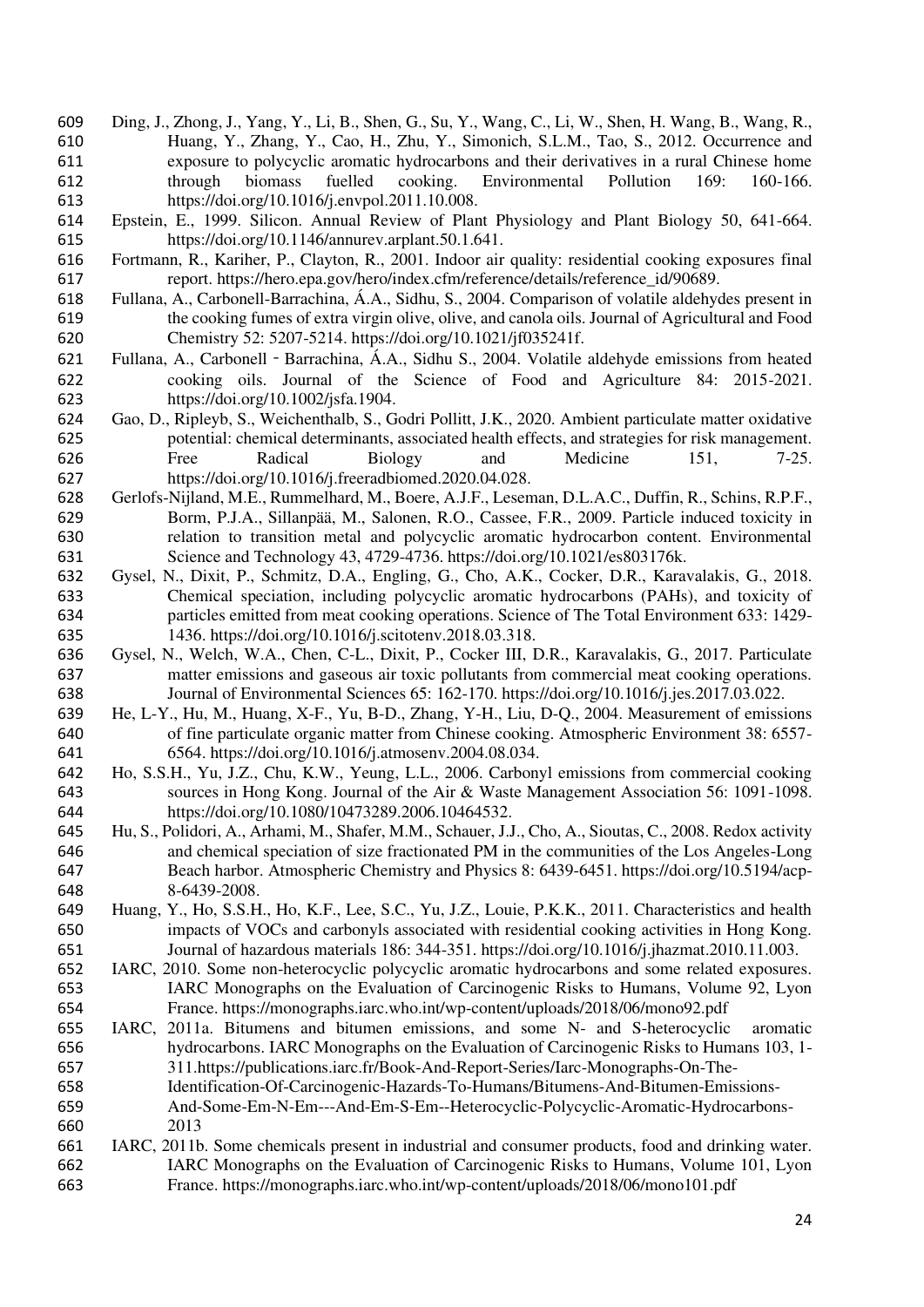Ding, J., Zhong, J., Yang, Y., Li, B., Shen, G., Su, Y., Wang, C., Li, W., Shen, H. Wang, B., Wang, R., Huang, Y., Zhang, Y., Cao, H., Zhu, Y., Simonich, S.L.M., Tao, S., 2012. Occurrence and exposure to polycyclic aromatic hydrocarbons and their derivatives in a rural Chinese home through biomass fuelled cooking. Environmental Pollution 169: 160-166. https://doi.org/10.1016/j.envpol.2011.10.008.

Epstein, E., 1999. Silicon. Annual Review of Plant Physiology and Plant Biology 50, 641-664. https://doi.org/10.1146/annurev.arplant.50.1.641.

Fortmann, R., Kariher, P., Clayton, R., 2001. Indoor air quality: residential cooking exposures final report. https://hero.epa.gov/hero/index.cfm/reference/details/reference_id/90689.

Fullana, A., Carbonell-Barrachina, Á.A., Sidhu, S., 2004. Comparison of volatile aldehydes present in the cooking fumes of extra virgin olive, olive, and canola oils. Journal of Agricultural and Food Chemistry 52: 5207-5214. https://doi.org/10.1021/jf035241f.

Fullana, A., Carbonell ‐ Barrachina, Á.A., Sidhu S., 2004. Volatile aldehyde emissions from heated cooking oils. Journal of the Science of Food and Agriculture 84: 2015-2021. https://doi.org/10.1002/jsfa.1904.

Gao, D., Ripleyb, S., Weichenthalb, S., Godri Pollitt, J.K., 2020. Ambient particulate matter oxidative potential: chemical determinants, associated health effects, and strategies for risk management. Free Radical Biology and Medicine 151, 7-25. https://doi.org/10.1016/j.freeradbiomed.2020.04.028.

Gerlofs-Nijland, M.E., Rummelhard, M., Boere, A.J.F., Leseman, D.L.A.C., Duffin, R., Schins, R.P.F., Borm, P.J.A., Sillanpää, M., Salonen, R.O., Cassee, F.R., 2009. Particle induced toxicity in relation to transition metal and polycyclic aromatic hydrocarbon content. Environmental Science and Technology 43, 4729-4736. https://doi.org/10.1021/es803176k.

Gysel, N., Dixit, P., Schmitz, D.A., Engling, G., Cho, A.K., Cocker, D.R., Karavalakis, G., 2018. Chemical speciation, including polycyclic aromatic hydrocarbons (PAHs), and toxicity of particles emitted from meat cooking operations. Science of The Total Environment 633: 1429-1436. https://doi.org/10.1016/j.scitotenv.2018.03.318.

Gysel, N., Welch, W.A., Chen, C-L., Dixit, P., Cocker III, D.R., Karavalakis, G., 2017. Particulate matter emissions and gaseous air toxic pollutants from commercial meat cooking operations. Journal of Environmental Sciences 65: 162-170. https://doi.org/10.1016/j.jes.2017.03.022.

He, L-Y., Hu, M., Huang, X-F., Yu, B-D., Zhang, Y-H., Liu, D-Q., 2004. Measurement of emissions of fine particulate organic matter from Chinese cooking. Atmospheric Environment 38: 6557-6564. https://doi.org/10.1016/j.atmosenv.2004.08.034.

Ho, S.S.H., Yu, J.Z., Chu, K.W., Yeung, L.L., 2006. Carbonyl emissions from commercial cooking sources in Hong Kong. Journal of the Air & Waste Management Association 56: 1091-1098. https://doi.org/10.1080/10473289.2006.10464532.

Hu, S., Polidori, A., Arhami, M., Shafer, M.M., Schauer, J.J., Cho, A., Sioutas, C., 2008. Redox activity and chemical speciation of size fractionated PM in the communities of the Los Angeles-Long Beach harbor. Atmospheric Chemistry and Physics 8: 6439-6451. https://doi.org/10.5194/acp-8-6439-2008.

Huang, Y., Ho, S.S.H., Ho, K.F., Lee, S.C., Yu, J.Z., Louie, P.K.K., 2011. Characteristics and health impacts of VOCs and carbonyls associated with residential cooking activities in Hong Kong. Journal of hazardous materials 186: 344-351. https://doi.org/10.1016/j.jhazmat.2010.11.003.

IARC, 2010. Some non-heterocyclic polycyclic aromatic hydrocarbons and some related exposures. IARC Monographs on the Evaluation of Carcinogenic Risks to Humans, Volume 92, Lyon France. https://monographs.iarc.who.int/wp-content/uploads/2018/06/mono92.pdf

IARC, 2011a. Bitumens and bitumen emissions, and some N- and S-heterocyclic aromatic hydrocarbons. IARC Monographs on the Evaluation of Carcinogenic Risks to Humans 103, 1-311.https://publications.iarc.fr/Book-And-Report-Series/Iarc-Monographs-On-The-Identification-Of-Carcinogenic-Hazards-To-Humans/Bitumens-And-Bitumen-Emissions-And-Some-Em-N-Em---And-Em-S-Em--Heterocyclic-Polycyclic-Aromatic-Hydrocarbons-2013

IARC, 2011b. Some chemicals present in industrial and consumer products, food and drinking water. IARC Monographs on the Evaluation of Carcinogenic Risks to Humans, Volume 101, Lyon France. https://monographs.iarc.who.int/wp-content/uploads/2018/06/mono101.pdf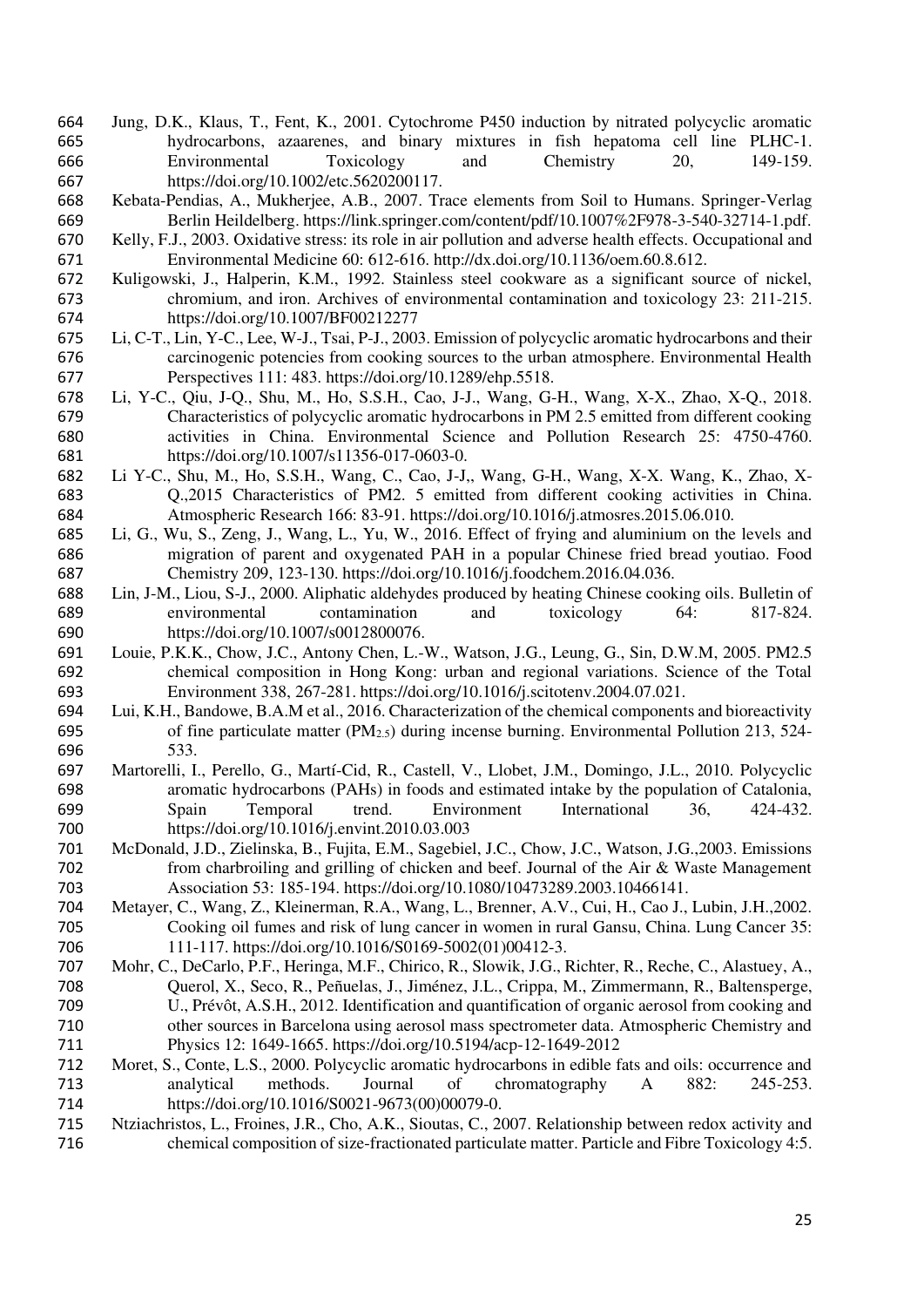Jung, D.K., Klaus, T., Fent, K., 2001. Cytochrome P450 induction by nitrated polycyclic aromatic hydrocarbons, azaarenes, and binary mixtures in fish hepatoma cell line PLHC-1. Environmental Toxicology and Chemistry 20, 149-159. https://doi.org/10.1002/etc.5620200117.

Kebata-Pendias, A., Mukherjee, A.B., 2007. Trace elements from Soil to Humans. Springer-Verlag Berlin Heildelberg. https://link.springer.com/content/pdf/10.1007%2F978-3-540-32714-1.pdf.

Kelly, F.J., 2003. Oxidative stress: its role in air pollution and adverse health effects. Occupational and Environmental Medicine 60: 612-616. http://dx.doi.org/10.1136/oem.60.8.612.

Kuligowski, J., Halperin, K.M., 1992. Stainless steel cookware as a significant source of nickel, chromium, and iron. Archives of environmental contamination and toxicology 23: 211-215. https://doi.org/10.1007/BF00212277

Li, C-T., Lin, Y-C., Lee, W-J., Tsai, P-J., 2003. Emission of polycyclic aromatic hydrocarbons and their carcinogenic potencies from cooking sources to the urban atmosphere. Environmental Health Perspectives 111: 483. https://doi.org/10.1289/ehp.5518.

Li, Y-C., Qiu, J-Q., Shu, M., Ho, S.S.H., Cao, J-J., Wang, G-H., Wang, X-X., Zhao, X-Q., 2018. Characteristics of polycyclic aromatic hydrocarbons in PM 2.5 emitted from different cooking activities in China. Environmental Science and Pollution Research 25: 4750-4760. https://doi.org/10.1007/s11356-017-0603-0.

Li Y-C., Shu, M., Ho, S.S.H., Wang, C., Cao, J-J,, Wang, G-H., Wang, X-X. Wang, K., Zhao, X-Q.,2015 Characteristics of PM2. 5 emitted from different cooking activities in China. Atmospheric Research 166: 83-91. https://doi.org/10.1016/j.atmosres.2015.06.010.

Li, G., Wu, S., Zeng, J., Wang, L., Yu, W., 2016. Effect of frying and aluminium on the levels and migration of parent and oxygenated PAH in a popular Chinese fried bread youtiao. Food Chemistry 209, 123-130. https://doi.org/10.1016/j.foodchem.2016.04.036.

Lin, J-M., Liou, S-J., 2000. Aliphatic aldehydes produced by heating Chinese cooking oils. Bulletin of environmental contamination and toxicology 64: 817-824. https://doi.org/10.1007/s0012800076.

Louie, P.K.K., Chow, J.C., Antony Chen, L.-W., Watson, J.G., Leung, G., Sin, D.W.M, 2005. PM2.5 chemical composition in Hong Kong: urban and regional variations. Science of the Total Environment 338, 267-281. https://doi.org/10.1016/j.scitotenv.2004.07.021.

Lui, K.H., Bandowe, B.A.M et al., 2016. Characterization of the chemical components and bioreactivity of fine particulate matter ($PM_{2.5}$) during incense burning. Environmental Pollution 213, 524-533.

Martorelli, I., Perello, G., Martí-Cid, R., Castell, V., Llobet, J.M., Domingo, J.L., 2010. Polycyclic aromatic hydrocarbons (PAHs) in foods and estimated intake by the population of Catalonia, Spain Temporal trend. Environment International 36, 424-432. https://doi.org/10.1016/j.envint.2010.03.003

McDonald, J.D., Zielinska, B., Fujita, E.M., Sagebiel, J.C., Chow, J.C., Watson, J.G.,2003. Emissions from charbroiling and grilling of chicken and beef. Journal of the Air & Waste Management Association 53: 185-194. https://doi.org/10.1080/10473289.2003.10466141.

Metayer, C., Wang, Z., Kleinerman, R.A., Wang, L., Brenner, A.V., Cui, H., Cao J., Lubin, J.H.,2002. Cooking oil fumes and risk of lung cancer in women in rural Gansu, China. Lung Cancer 35: 111-117. https://doi.org/10.1016/S0169-5002(01)00412-3.

Mohr, C., DeCarlo, P.F., Heringa, M.F., Chirico, R., Slowik, J.G., Richter, R., Reche, C., Alastuey, A., Querol, X., Seco, R., Peñuelas, J., Jiménez, J.L., Crippa, M., Zimmermann, R., Baltensperge, U., Prévôt, A.S.H., 2012. Identification and quantification of organic aerosol from cooking and other sources in Barcelona using aerosol mass spectrometer data. Atmospheric Chemistry and Physics 12: 1649-1665. https://doi.org/10.5194/acp-12-1649-2012

Moret, S., Conte, L.S., 2000. Polycyclic aromatic hydrocarbons in edible fats and oils: occurrence and analytical methods. Journal of chromatography A 882: 245-253. https://doi.org/10.1016/S0021-9673(00)00079-0.

Ntziachristos, L., Froines, J.R., Cho, A.K., Sioutas, C., 2007. Relationship between redox activity and chemical composition of size-fractionated particulate matter. Particle and Fibre Toxicology 4:5.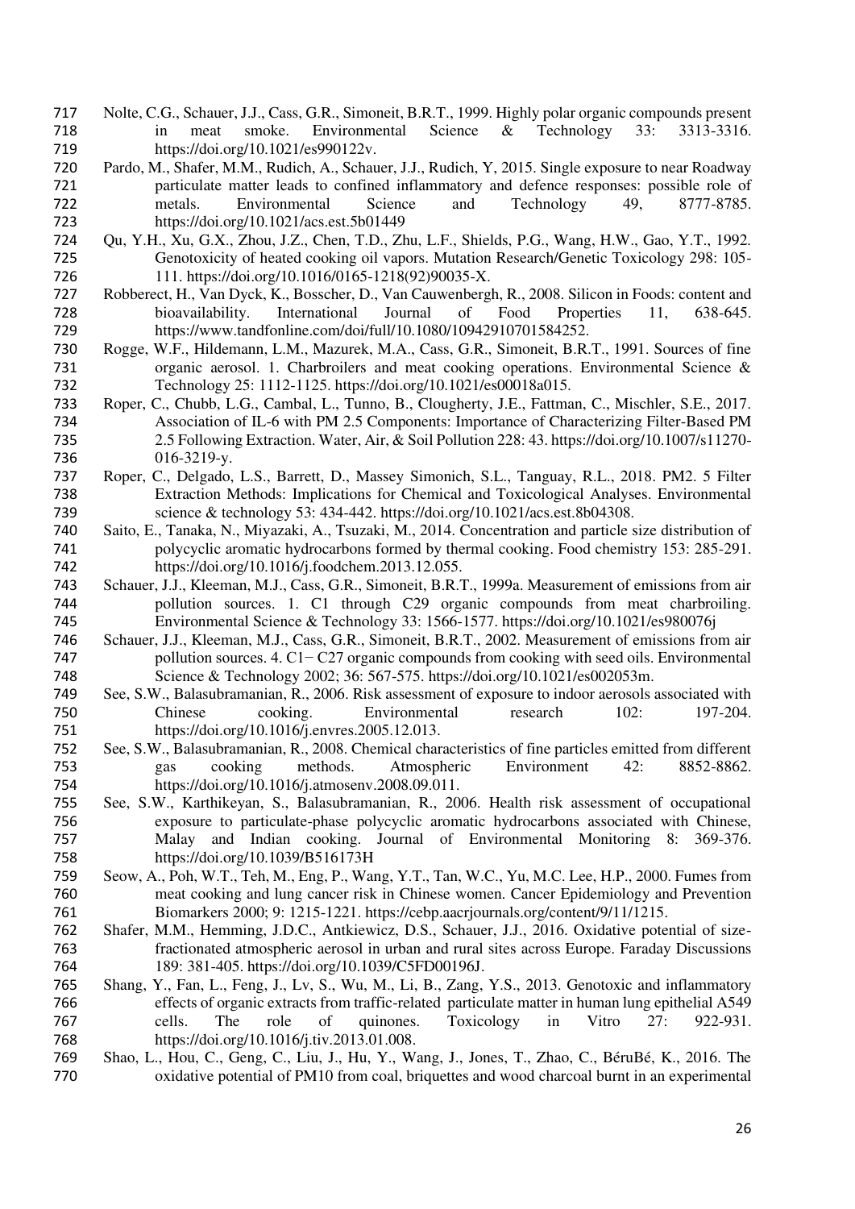Nolte, C.G., Schauer, J.J., Cass, G.R., Simoneit, B.R.T., 1999. Highly polar organic compounds present in meat smoke. Environmental Science & Technology 33: 3313-3316. https://doi.org/10.1021/es990122v.

Pardo, M., Shafer, M.M., Rudich, A., Schauer, J.J., Rudich, Y, 2015. Single exposure to near Roadway particulate matter leads to confined inflammatory and defence responses: possible role of metals. Environmental Science and Technology 49, 8777-8785. https://doi.org/10.1021/acs.est.5b01449

Qu, Y.H., Xu, G.X., Zhou, J.Z., Chen, T.D., Zhu, L.F., Shields, P.G., Wang, H.W., Gao, Y.T., 1992. Genotoxicity of heated cooking oil vapors. Mutation Research/Genetic Toxicology 298: 105-111. https://doi.org/10.1016/0165-1218(92)90035-X.

Robberect, H., Van Dyck, K., Bosscher, D., Van Cauwenbergh, R., 2008. Silicon in Foods: content and bioavailability. International Journal of Food Properties 11, 638-645. https://www.tandfonline.com/doi/full/10.1080/10942910701584252.

Rogge, W.F., Hildemann, L.M., Mazurek, M.A., Cass, G.R., Simoneit, B.R.T., 1991. Sources of fine organic aerosol. 1. Charbroilers and meat cooking operations. Environmental Science & Technology 25: 1112-1125. https://doi.org/10.1021/es00018a015.

Roper, C., Chubb, L.G., Cambal, L., Tunno, B., Clougherty, J.E., Fattman, C., Mischler, S.E., 2017. Association of IL-6 with PM 2.5 Components: Importance of Characterizing Filter-Based PM 2.5 Following Extraction. Water, Air, & Soil Pollution 228: 43. https://doi.org/10.1007/s11270-016-3219-y.

Roper, C., Delgado, L.S., Barrett, D., Massey Simonich, S.L., Tanguay, R.L., 2018. PM2. 5 Filter Extraction Methods: Implications for Chemical and Toxicological Analyses. Environmental science & technology 53: 434-442. https://doi.org/10.1021/acs.est.8b04308.

Saito, E., Tanaka, N., Miyazaki, A., Tsuzaki, M., 2014. Concentration and particle size distribution of polycyclic aromatic hydrocarbons formed by thermal cooking. Food chemistry 153: 285-291. https://doi.org/10.1016/j.foodchem.2013.12.055.

Schauer, J.J., Kleeman, M.J., Cass, G.R., Simoneit, B.R.T., 1999a. Measurement of emissions from air pollution sources. 1. C1 through C29 organic compounds from meat charbroiling. Environmental Science & Technology 33: 1566-1577. https://doi.org/10.1021/es980076j

Schauer, J.J., Kleeman, M.J., Cass, G.R., Simoneit, B.R.T., 2002. Measurement of emissions from air pollution sources. 4. C1− C27 organic compounds from cooking with seed oils. Environmental Science & Technology 2002; 36: 567-575. https://doi.org/10.1021/es002053m.

See, S.W., Balasubramanian, R., 2006. Risk assessment of exposure to indoor aerosols associated with Chinese cooking. Environmental research 102: 197-204. https://doi.org/10.1016/j.envres.2005.12.013.

See, S.W., Balasubramanian, R., 2008. Chemical characteristics of fine particles emitted from different gas cooking methods. Atmospheric Environment 42: 8852-8862. https://doi.org/10.1016/j.atmosenv.2008.09.011.

See, S.W., Karthikeyan, S., Balasubramanian, R., 2006. Health risk assessment of occupational exposure to particulate-phase polycyclic aromatic hydrocarbons associated with Chinese, Malay and Indian cooking. Journal of Environmental Monitoring 8: 369-376. https://doi.org/10.1039/B516173H

Seow, A., Poh, W.T., Teh, M., Eng, P., Wang, Y.T., Tan, W.C., Yu, M.C. Lee, H.P., 2000. Fumes from meat cooking and lung cancer risk in Chinese women. Cancer Epidemiology and Prevention Biomarkers 2000; 9: 1215-1221. https://cebp.aacrjournals.org/content/9/11/1215.

Shafer, M.M., Hemming, J.D.C., Antkiewicz, D.S., Schauer, J.J., 2016. Oxidative potential of size-fractionated atmospheric aerosol in urban and rural sites across Europe. Faraday Discussions 189: 381-405. https://doi.org/10.1039/C5FD00196J.

Shang, Y., Fan, L., Feng, J., Lv, S., Wu, M., Li, B., Zang, Y.S., 2013. Genotoxic and inflammatory effects of organic extracts from traffic-related particulate matter in human lung epithelial A549 cells. The role of quinones. Toxicology in Vitro 27: 922-931. https://doi.org/10.1016/j.tiv.2013.01.008.

Shao, L., Hou, C., Geng, C., Liu, J., Hu, Y., Wang, J., Jones, T., Zhao, C., BéruBé, K., 2016. The oxidative potential of PM10 from coal, briquettes and wood charcoal burnt in an experimental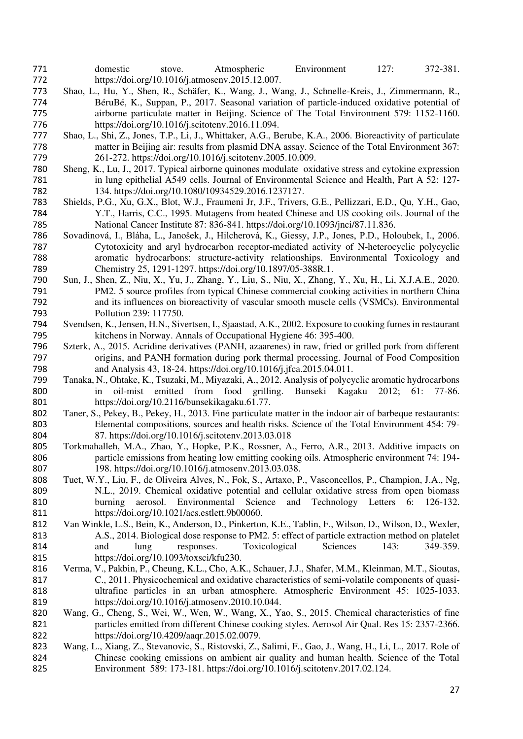domestic stove. Atmospheric Environment 127: 372-381. https://doi.org/10.1016/j.atmosenv.2015.12.007.

Shao, L., Hu, Y., Shen, R., Schäfer, K., Wang, J., Wang, J., Schnelle-Kreis, J., Zimmermann, R., BéruBé, K., Suppan, P., 2017. Seasonal variation of particle-induced oxidative potential of airborne particulate matter in Beijing. Science of The Total Environment 579: 1152-1160. https://doi.org/10.1016/j.scitotenv.2016.11.094.

Shao, L., Shi, Z., Jones, T.P., Li, J., Whittaker, A.G., Berube, K.A., 2006. Bioreactivity of particulate matter in Beijing air: results from plasmid DNA assay. Science of the Total Environment 367: 261-272. https://doi.org/10.1016/j.scitotenv.2005.10.009.

Sheng, K., Lu, J., 2017. Typical airborne quinones modulate oxidative stress and cytokine expression in lung epithelial A549 cells. Journal of Environmental Science and Health, Part A 52: 127-134. https://doi.org/10.1080/10934529.2016.1237127.

Shields, P.G., Xu, G.X., Blot, W.J., Fraumeni Jr, J.F., Trivers, G.E., Pellizzari, E.D., Qu, Y.H., Gao, Y.T., Harris, C.C., 1995. Mutagens from heated Chinese and US cooking oils. Journal of the National Cancer Institute 87: 836-841. https://doi.org/10.1093/jnci/87.11.836.

Sovadinová, I., Bláha, L., Janošek, J., Hilcherová, K., Giessy, J.P., Jones, P.D., Holoubek, I., 2006. Cytotoxicity and aryl hydrocarbon receptor-mediated activity of N-heterocyclic polycyclic aromatic hydrocarbons: structure-activity relationships. Environmental Toxicology and Chemistry 25, 1291-1297. https://doi.org/10.1897/05-388R.1.

Sun, J., Shen, Z., Niu, X., Yu, J., Zhang, Y., Liu, S., Niu, X., Zhang, Y., Xu, H., Li, X.J.A.E., 2020. PM2. 5 source profiles from typical Chinese commercial cooking activities in northern China and its influences on bioreactivity of vascular smooth muscle cells (VSMCs). Environmental Pollution 239: 117750.

Svendsen, K., Jensen, H.N., Sivertsen, I., Sjaastad, A.K., 2002. Exposure to cooking fumes in restaurant kitchens in Norway. Annals of Occupational Hygiene 46: 395-400.

Szterk, A., 2015. Acridine derivatives (PANH, azaarenes) in raw, fried or grilled pork from different origins, and PANH formation during pork thermal processing. Journal of Food Composition and Analysis 43, 18-24. https://doi.org/10.1016/j.jfca.2015.04.011.

Tanaka, N., Ohtake, K., Tsuzaki, M., Miyazaki, A., 2012. Analysis of polycyclic aromatic hydrocarbons in oil-mist emitted from food grilling. Bunseki Kagaku 2012; 61: 77-86. https://doi.org/10.2116/bunsekikagaku.61.77.

Taner, S., Pekey, B., Pekey, H., 2013. Fine particulate matter in the indoor air of barbeque restaurants: Elemental compositions, sources and health risks. Science of the Total Environment 454: 79-87. https://doi.org/10.1016/j.scitotenv.2013.03.018

Torkmahalleh, M.A., Zhao, Y., Hopke, P.K., Rossner, A., Ferro, A.R., 2013. Additive impacts on particle emissions from heating low emitting cooking oils. Atmospheric environment 74: 194-198. https://doi.org/10.1016/j.atmosenv.2013.03.038.

Tuet, W.Y., Liu, F., de Oliveira Alves, N., Fok, S., Artaxo, P., Vasconcellos, P., Champion, J.A., Ng, N.L., 2019. Chemical oxidative potential and cellular oxidative stress from open biomass burning aerosol. Environmental Science and Technology Letters 6: 126-132. https://doi.org/10.1021/acs.estlett.9b00060.

Van Winkle, L.S., Bein, K., Anderson, D., Pinkerton, K.E., Tablin, F., Wilson, D., Wilson, D., Wexler, A.S., 2014. Biological dose response to PM2. 5: effect of particle extraction method on platelet and lung responses. Toxicological Sciences 143: 349-359. https://doi.org/10.1093/toxsci/kfu230.

Verma, V., Pakbin, P., Cheung, K.L., Cho, A.K., Schauer, J.J., Shafer, M.M., Kleinman, M.T., Sioutas, C., 2011. Physicochemical and oxidative characteristics of semi-volatile components of quasi-ultrafine particles in an urban atmosphere. Atmospheric Environment 45: 1025-1033. https://doi.org/10.1016/j.atmosenv.2010.10.044.

Wang, G., Cheng, S., Wei, W., Wen, W., Wang, X., Yao, S., 2015. Chemical characteristics of fine particles emitted from different Chinese cooking styles. Aerosol Air Qual. Res 15: 2357-2366. https://doi.org/10.4209/aaqr.2015.02.0079.

Wang, L., Xiang, Z., Stevanovic, S., Ristovski, Z., Salimi, F., Gao, J., Wang, H., Li, L., 2017. Role of Chinese cooking emissions on ambient air quality and human health. Science of the Total Environment 589: 173-181. https://doi.org/10.1016/j.scitotenv.2017.02.124.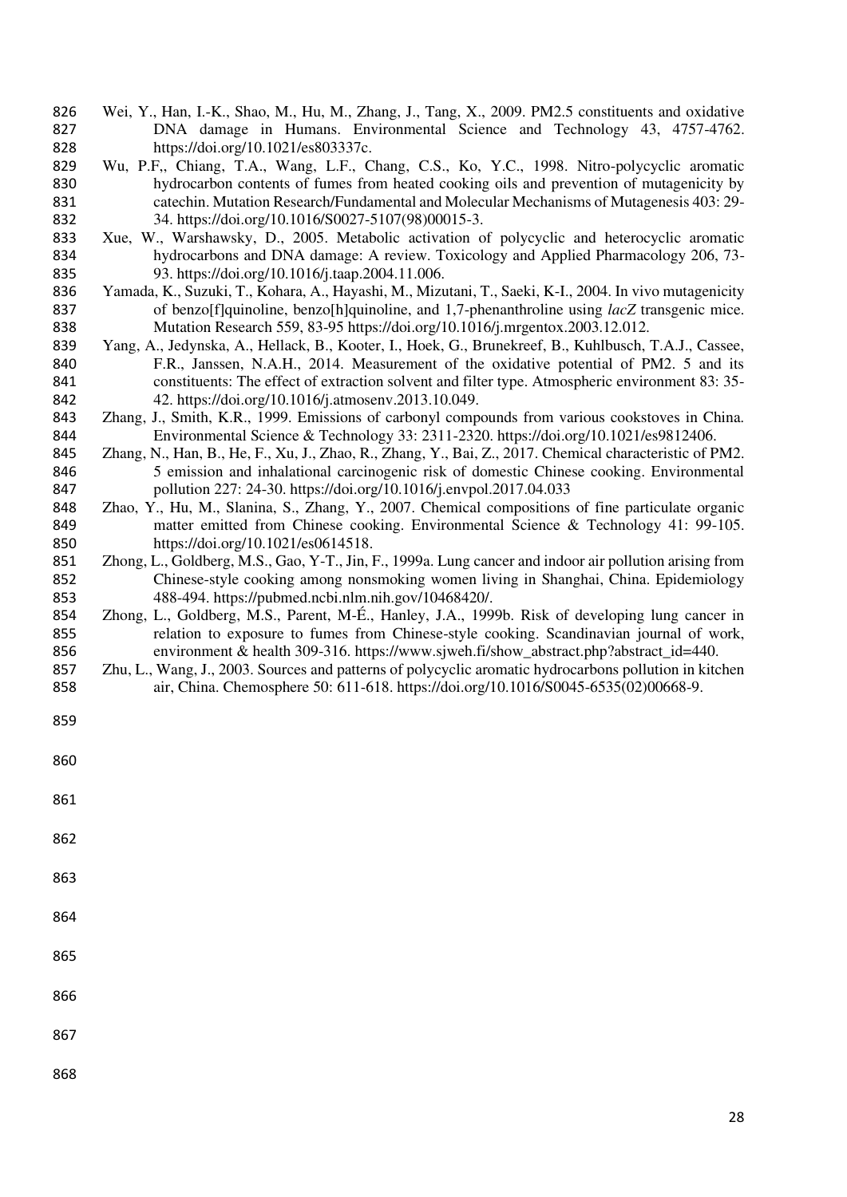Wei, Y., Han, I.-K., Shao, M., Hu, M., Zhang, J., Tang, X., 2009. PM2.5 constituents and oxidative DNA damage in Humans. Environmental Science and Technology 43, 4757-4762. https://doi.org/10.1021/es803337c.

Wu, P.F,, Chiang, T.A., Wang, L.F., Chang, C.S., Ko, Y.C., 1998. Nitro-polycyclic aromatic hydrocarbon contents of fumes from heated cooking oils and prevention of mutagenicity by catechin. Mutation Research/Fundamental and Molecular Mechanisms of Mutagenesis 403: 29-34. https://doi.org/10.1016/S0027-5107(98)00015-3.

Xue, W., Warshawsky, D., 2005. Metabolic activation of polycyclic and heterocyclic aromatic hydrocarbons and DNA damage: A review. Toxicology and Applied Pharmacology 206, 73-93. https://doi.org/10.1016/j.taap.2004.11.006.

Yamada, K., Suzuki, T., Kohara, A., Hayashi, M., Mizutani, T., Saeki, K-I., 2004. In vivo mutagenicity of benzo[f]quinoline, benzo[h]quinoline, and 1,7-phenanthroline using *lacZ* transgenic mice. Mutation Research 559, 83-95 https://doi.org/10.1016/j.mrgentox.2003.12.012.

Yang, A., Jedynska, A., Hellack, B., Kooter, I., Hoek, G., Brunekreef, B., Kuhlbusch, T.A.J., Cassee, F.R., Janssen, N.A.H., 2014. Measurement of the oxidative potential of PM2. 5 and its constituents: The effect of extraction solvent and filter type. Atmospheric environment 83: 35-42. https://doi.org/10.1016/j.atmosenv.2013.10.049.

Zhang, J., Smith, K.R., 1999. Emissions of carbonyl compounds from various cookstoves in China. Environmental Science & Technology 33: 2311-2320. https://doi.org/10.1021/es9812406.

Zhang, N., Han, B., He, F., Xu, J., Zhao, R., Zhang, Y., Bai, Z., 2017. Chemical characteristic of PM2. 5 emission and inhalational carcinogenic risk of domestic Chinese cooking. Environmental pollution 227: 24-30. https://doi.org/10.1016/j.envpol.2017.04.033

Zhao, Y., Hu, M., Slanina, S., Zhang, Y., 2007. Chemical compositions of fine particulate organic matter emitted from Chinese cooking. Environmental Science & Technology 41: 99-105. https://doi.org/10.1021/es0614518.

Zhong, L., Goldberg, M.S., Gao, Y-T., Jin, F., 1999a. Lung cancer and indoor air pollution arising from Chinese-style cooking among nonsmoking women living in Shanghai, China. Epidemiology 488-494. https://pubmed.ncbi.nlm.nih.gov/10468420/.

Zhong, L., Goldberg, M.S., Parent, M-É., Hanley, J.A., 1999b. Risk of developing lung cancer in relation to exposure to fumes from Chinese-style cooking. Scandinavian journal of work, environment & health 309-316. https://www.sjweh.fi/show_abstract.php?abstract_id=440.

Zhu, L., Wang, J., 2003. Sources and patterns of polycyclic aromatic hydrocarbons pollution in kitchen air, China. Chemosphere 50: 611-618. https://doi.org/10.1016/S0045-6535(02)00668-9.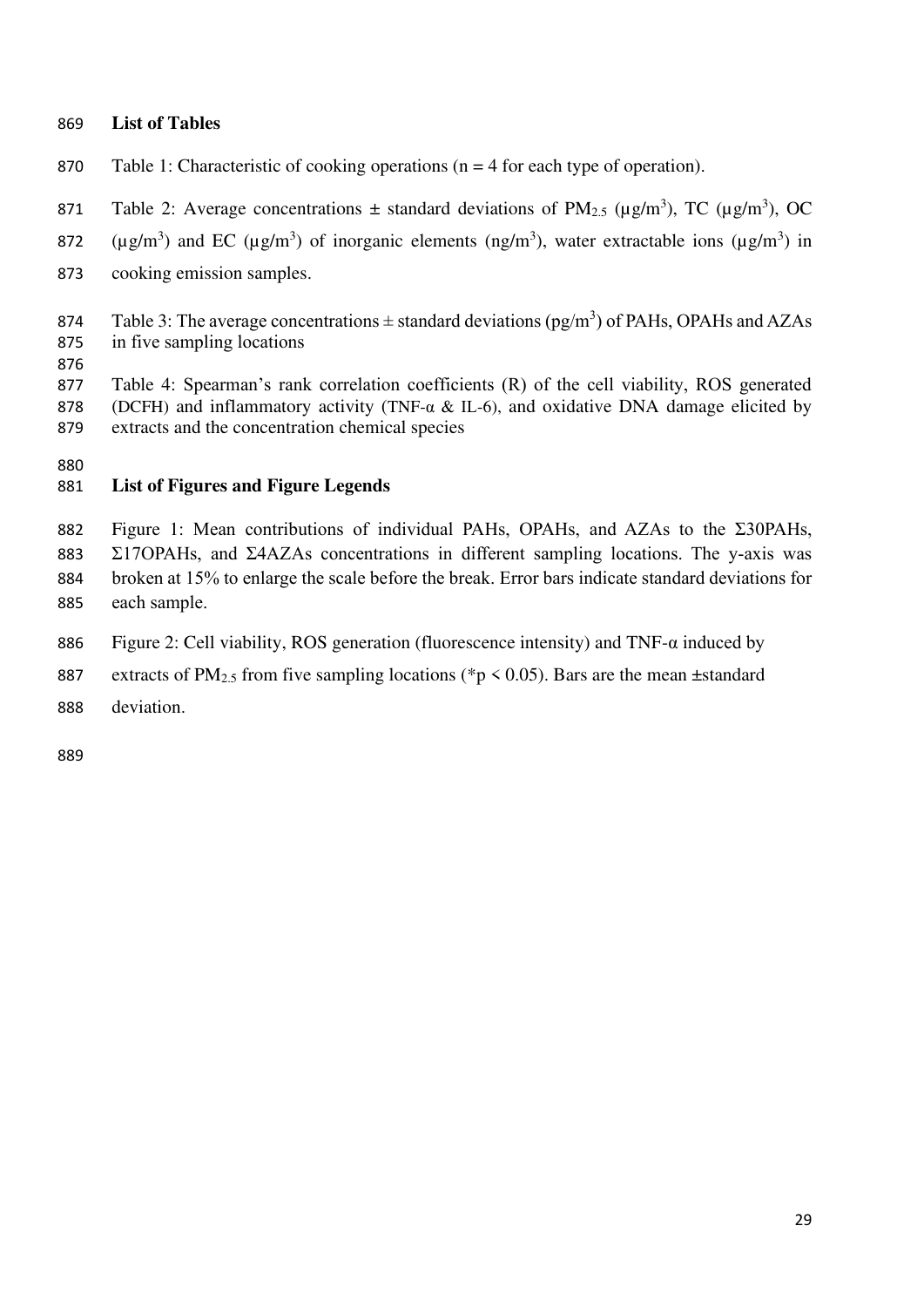## List of Tables

Table 1: Characteristic of cooking operations (n = 4 for each type of operation).

Table 2: Average concentrations ± standard deviations of $PM_{2.5}$ (µg/m$^3$), TC (µg/m$^3$), OC (µg/m$^3$) and EC (µg/m$^3$) of inorganic elements (ng/m$^3$), water extractable ions (µg/m$^3$) in cooking emission samples.

Table 3: The average concentrations ± standard deviations (pg/m$^3$) of PAHs, OPAHs and AZAs in five sampling locations

Table 4: Spearman's rank correlation coefficients (R) of the cell viability, ROS generated (DCFH) and inflammatory activity (TNF-α & IL-6), and oxidative DNA damage elicited by extracts and the concentration chemical species

## List of Figures and Figure Legends

Figure 1: Mean contributions of individual PAHs, OPAHs, and AZAs to the Σ30PAHs, Σ17OPAHs, and Σ4AZAs concentrations in different sampling locations. The y-axis was broken at 15% to enlarge the scale before the break. Error bars indicate standard deviations for each sample.

Figure 2: Cell viability, ROS generation (fluorescence intensity) and TNF-α induced by extracts of $PM_{2.5}$ from five sampling locations (*$p < 0.05$). Bars are the mean ±standard deviation.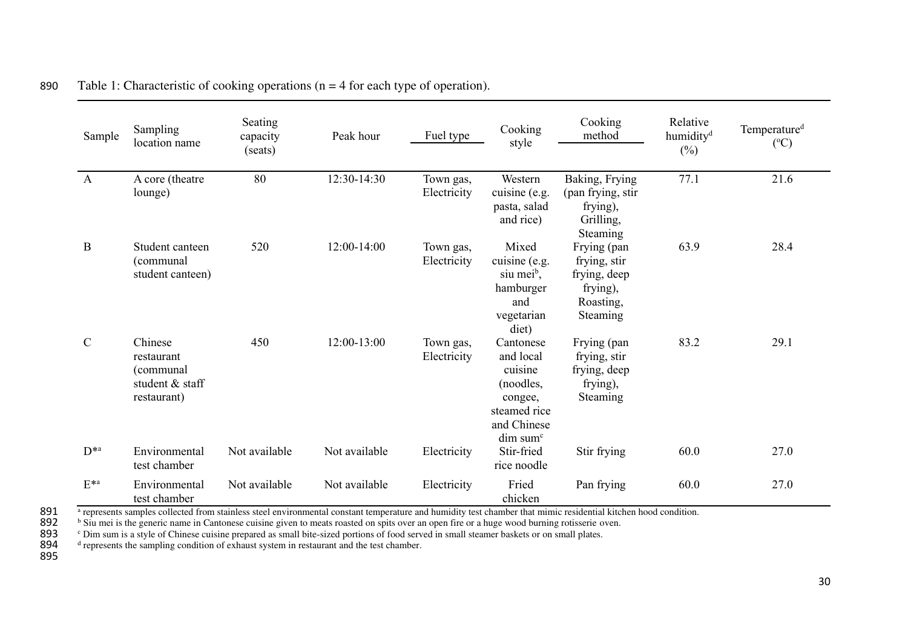Table 1: Characteristic of cooking operations (n = 4 for each type of operation).

| Sample | Sampling location name | Seating capacity (seats) | Peak hour | Fuel type | Cooking style | Cooking method | Relative humidity[d] (%) | Temperature[d] (°C) |
|---|---|---|---|---|---|---|---|---|
| A | A core (theatre lounge) | 80 | 12:30-14:30 | Town gas, Electricity | Western cuisine (e.g. pasta, salad and rice) | Baking, Frying (pan frying, stir frying), Grilling, Steaming | 77.1 | 21.6 |
| B | Student canteen (communal student canteen) | 520 | 12:00-14:00 | Town gas, Electricity | Mixed cuisine (e.g. siu mei[b], hamburger and vegetarian diet) | Frying (pan frying, stir frying, deep frying), Roasting, Steaming | 63.9 | 28.4 |
| C | Chinese restaurant (communal student & staff restaurant) | 450 | 12:00-13:00 | Town gas, Electricity | Cantonese and local cuisine (noodles, congee, steamed rice and Chinese dim sum[c] | Frying (pan frying, stir frying, deep frying), Steaming | 83.2 | 29.1 |
| D*[a] | Environmental test chamber | Not available | Not available | Electricity | Stir-fried rice noodle | Stir frying | 60.0 | 27.0 |
| E*[a] | Environmental test chamber | Not available | Not available | Electricity | Fried chicken | Pan frying | 60.0 | 27.0 |

[a] represents samples collected from stainless steel environmental constant temperature and humidity test chamber that mimic residential kitchen hood condition.
[b] Siu mei is the generic name in Cantonese cuisine given to meats roasted on spits over an open fire or a huge wood burning rotisserie oven.
[c] Dim sum is a style of Chinese cuisine prepared as small bite-sized portions of food served in small steamer baskets or on small plates.
[d] represents the sampling condition of exhaust system in restaurant and the test chamber.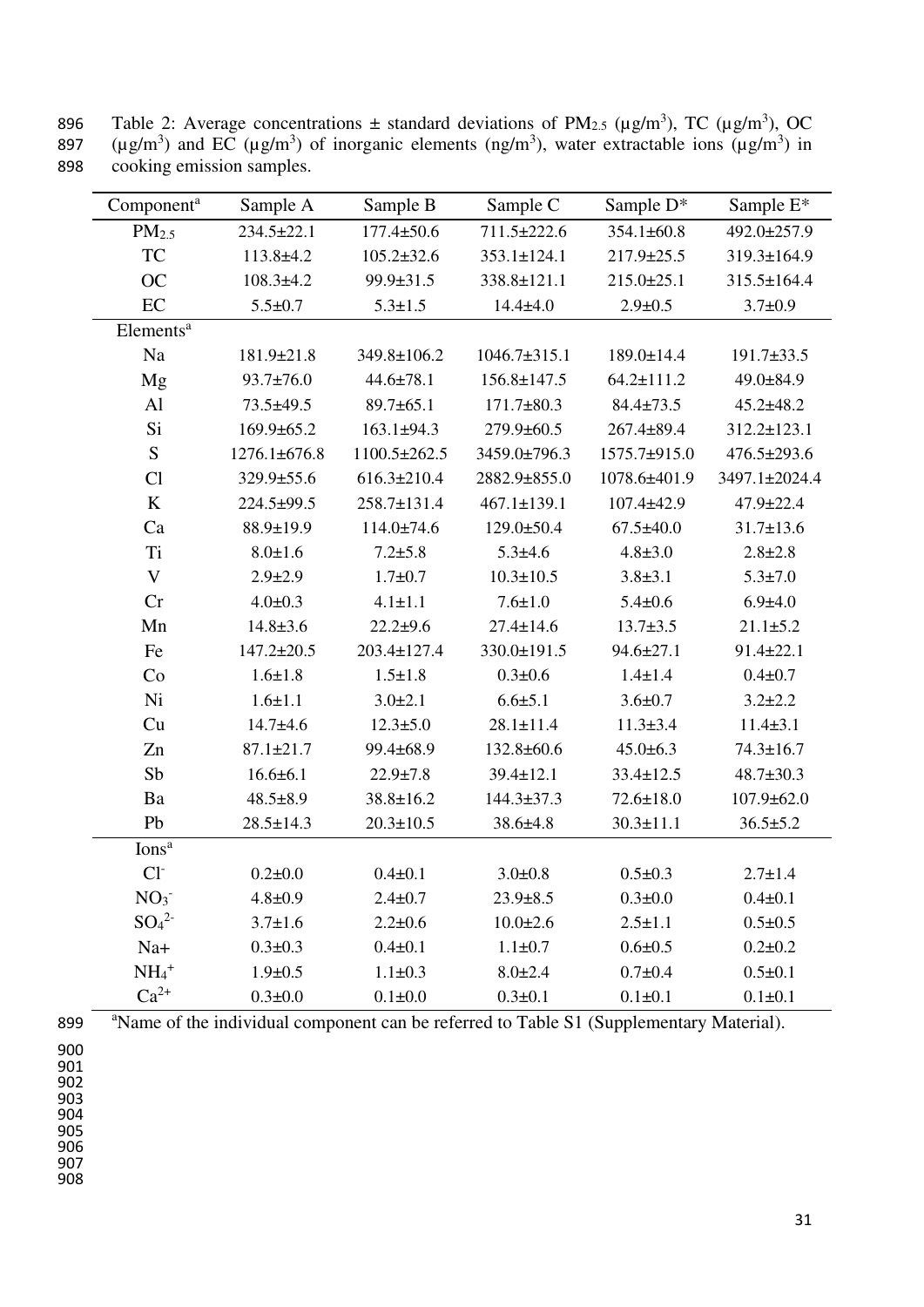Table 2: Average concentrations ± standard deviations of $PM_{2.5}$ ($\mu g/m^3$), TC ($\mu g/m^3$), OC ($\mu g/m^3$) and EC ($\mu g/m^3$) of inorganic elements ($ng/m^3$), water extractable ions ($\mu g/m^3$) in cooking emission samples.

| Component[a] | Sample A | Sample B | Sample C | Sample D* | Sample E* |
|---|---|---|---|---|---|
| $PM_{2.5}$ | 234.5±22.1 | 177.4±50.6 | 711.5±222.6 | 354.1±60.8 | 492.0±257.9 |
| TC | 113.8±4.2 | 105.2±32.6 | 353.1±124.1 | 217.9±25.5 | 319.3±164.9 |
| OC | 108.3±4.2 | 99.9±31.5 | 338.8±121.1 | 215.0±25.1 | 315.5±164.4 |
| EC | 5.5±0.7 | 5.3±1.5 | 14.4±4.0 | 2.9±0.5 | 3.7±0.9 |
| Elements[a] | | | | | |
| Na | 181.9±21.8 | 349.8±106.2 | 1046.7±315.1 | 189.0±14.4 | 191.7±33.5 |
| Mg | 93.7±76.0 | 44.6±78.1 | 156.8±147.5 | 64.2±111.2 | 49.0±84.9 |
| Al | 73.5±49.5 | 89.7±65.1 | 171.7±80.3 | 84.4±73.5 | 45.2±48.2 |
| Si | 169.9±65.2 | 163.1±94.3 | 279.9±60.5 | 267.4±89.4 | 312.2±123.1 |
| S | 1276.1±676.8 | 1100.5±262.5 | 3459.0±796.3 | 1575.7±915.0 | 476.5±293.6 |
| Cl | 329.9±55.6 | 616.3±210.4 | 2882.9±855.0 | 1078.6±401.9 | 3497.1±2024.4 |
| K | 224.5±99.5 | 258.7±131.4 | 467.1±139.1 | 107.4±42.9 | 47.9±22.4 |
| Ca | 88.9±19.9 | 114.0±74.6 | 129.0±50.4 | 67.5±40.0 | 31.7±13.6 |
| Ti | 8.0±1.6 | 7.2±5.8 | 5.3±4.6 | 4.8±3.0 | 2.8±2.8 |
| V | 2.9±2.9 | 1.7±0.7 | 10.3±10.5 | 3.8±3.1 | 5.3±7.0 |
| Cr | 4.0±0.3 | 4.1±1.1 | 7.6±1.0 | 5.4±0.6 | 6.9±4.0 |
| Mn | 14.8±3.6 | 22.2±9.6 | 27.4±14.6 | 13.7±3.5 | 21.1±5.2 |
| Fe | 147.2±20.5 | 203.4±127.4 | 330.0±191.5 | 94.6±27.1 | 91.4±22.1 |
| Co | 1.6±1.8 | 1.5±1.8 | 0.3±0.6 | 1.4±1.4 | 0.4±0.7 |
| Ni | 1.6±1.1 | 3.0±2.1 | 6.6±5.1 | 3.6±0.7 | 3.2±2.2 |
| Cu | 14.7±4.6 | 12.3±5.0 | 28.1±11.4 | 11.3±3.4 | 11.4±3.1 |
| Zn | 87.1±21.7 | 99.4±68.9 | 132.8±60.6 | 45.0±6.3 | 74.3±16.7 |
| Sb | 16.6±6.1 | 22.9±7.8 | 39.4±12.1 | 33.4±12.5 | 48.7±30.3 |
| Ba | 48.5±8.9 | 38.8±16.2 | 144.3±37.3 | 72.6±18.0 | 107.9±62.0 |
| Pb | 28.5±14.3 | 20.3±10.5 | 38.6±4.8 | 30.3±11.1 | 36.5±5.2 |
| Ions[a] | | | | | |
| $Cl^-$ | 0.2±0.0 | 0.4±0.1 | 3.0±0.8 | 0.5±0.3 | 2.7±1.4 |
| $NO_3^-$ | 4.8±0.9 | 2.4±0.7 | 23.9±8.5 | 0.3±0.0 | 0.4±0.1 |
| $SO_4^{2-}$ | 3.7±1.6 | 2.2±0.6 | 10.0±2.6 | 2.5±1.1 | 0.5±0.5 |
| Na+ | 0.3±0.3 | 0.4±0.1 | 1.1±0.7 | 0.6±0.5 | 0.2±0.2 |
| $NH_4^+$ | 1.9±0.5 | 1.1±0.3 | 8.0±2.4 | 0.7±0.4 | 0.5±0.1 |
| $Ca^{2+}$ | 0.3±0.0 | 0.1±0.0 | 0.3±0.1 | 0.1±0.1 | 0.1±0.1 |

[a]Name of the individual component can be referred to Table S1 (Supplementary Material).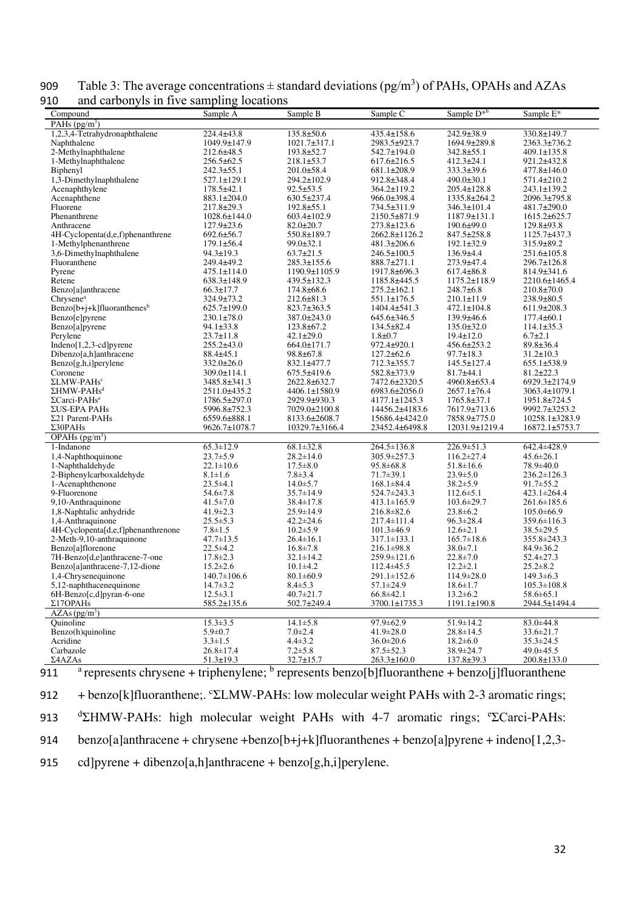Table 3: The average concentrations ± standard deviations (pg/m[3]) of PAHs, OPAHs and AZAs and carbonyls in five sampling locations

| Compound | Sample A | Sample B | Sample C | Sample D*[b] | Sample E* |
|---|---|---|---|---|---|
| PAHs (pg/m[3]) | | | | | |
| 1,2,3,4-Tetrahydronaphthalene | 224.4±43.8 | 135.8±50.6 | 435.4±158.6 | 242.9±38.9 | 330.8±149.7 |
| Naphthalene | 1049.9±147.9 | 1021.7±317.1 | 2983.5±923.7 | 1694.9±289.8 | 2363.3±736.2 |
| 2-Methylnaphthalene | 212.6±48.5 | 193.8±52.7 | 542.7±194.0 | 342.8±55.1 | 409.1±135.8 |
| 1-Methylnaphthalene | 256.5±62.5 | 218.1±53.7 | 617.6±216.5 | 412.3±24.1 | 921.2±432.8 |
| Biphenyl | 242.3±55.1 | 201.0±58.4 | 681.1±208.9 | 333.3±39.6 | 477.8±146.0 |
| 1,3-Dimethylnaphthalene | 527.1±129.1 | 294.2±102.9 | 912.8±348.4 | 490.0±30.1 | 571.4±210.2 |
| Acenaphthylene | 178.5±42.1 | 92.5±53.5 | 364.2±119.2 | 205.4±128.8 | 243.1±139.2 |
| Acenaphthene | 883.1±204.0 | 630.5±237.4 | 966.0±398.4 | 1335.8±264.2 | 2096.3±795.8 |
| Fluorene | 217.8±29.3 | 192.8±55.1 | 734.5±311.9 | 346.3±101.4 | 481.7±290.0 |
| Phenanthrene | 1028.6±144.0 | 603.4±102.9 | 2150.5±871.9 | 1187.9±131.1 | 1615.2±625.7 |
| Anthracene | 127.9±23.6 | 82.0±20.7 | 273.8±123.6 | 190.6±99.0 | 129.8±93.8 |
| 4H-Cyclopenta(d,e,f)phenanthrene | 692.6±56.7 | 550.8±189.7 | 2662.8±1126.2 | 847.5±258.8 | 1125.7±437.3 |
| 1-Methylphenanthrene | 179.1±56.4 | 99.0±32.1 | 481.3±206.6 | 192.1±32.9 | 315.9±89.2 |
| 3,6-Dimethylnaphthalene | 94.3±19.3 | 63.7±21.5 | 246.5±100.5 | 136.9±4.4 | 251.6±105.8 |
| Fluoranthene | 249.4±49.2 | 285.3±155.6 | 888.7±271.1 | 273.9±47.4 | 296.7±126.8 |
| Pyrene | 475.1±114.0 | 1190.9±1105.9 | 1917.8±696.3 | 617.4±86.8 | 814.9±341.6 |
| Retene | 638.3±148.9 | 439.5±132.3 | 1185.8±445.5 | 1175.2±118.9 | 2210.6±1465.4 |
| Benzo[a]anthracene | 66.3±17.7 | 174.8±68.6 | 275.2±162.1 | 248.7±6.8 | 210.8±70.0 |
| Chrysene[a] | 324.9±73.2 | 212.6±81.3 | 551.1±176.5 | 210.1±11.9 | 238.9±80.5 |
| Benzo[b+j+k]fluoranthenes[b] | 625.7±199.0 | 823.7±363.5 | 1404.4±541.3 | 472.1±104.8 | 611.9±208.3 |
| Benzo[e]pyrene | 230.1±78.0 | 387.0±243.0 | 645.6±346.5 | 139.9±46.6 | 177.4±60.1 |
| Benzo[a]pyrene | 94.1±33.8 | 123.8±67.2 | 134.5±82.4 | 135.0±32.0 | 114.1±35.3 |
| Perylene | 23.7±11.8 | 42.1±29.0 | 1.8±0.7 | 19.4±12.0 | 6.7±2.1 |
| Indeno[1,2,3-cd]pyrene | 255.2±43.0 | 664.0±171.7 | 972.4±920.1 | 456.6±253.2 | 89.8±36.4 |
| Dibenzo[a,h]anthracene | 88.4±45.1 | 98.8±67.8 | 127.2±62.6 | 97.7±18.3 | 31.2±10.3 |
| Benzo[g,h,i]perylene | 332.0±26.0 | 832.1±477.7 | 712.3±355.7 | 145.5±127.4 | 655.1±538.9 |
| Coronene | 309.0±114.1 | 675.5±419.6 | 582.8±373.9 | 81.7±44.1 | 81.2±22.3 |
| ΣLMW-PAHs[c] | 3485.8±341.3 | 2622.8±632.7 | 7472.6±2320.5 | 4960.8±653.4 | 6929.3±2174.9 |
| ΣHMW-PAHs[d] | 2511.0±435.2 | 4406.1±1580.9 | 6983.6±2056.0 | 2657.1±76.4 | 3063.4±1079.1 |
| ΣCarci-PAHs[e] | 1786.5±297.0 | 2929.9±930.3 | 4177.1±1245.3 | 1765.8±37.1 | 1951.8±724.5 |
| ΣUS-EPA PAHs | 5996.8±752.3 | 7029.0±2100.8 | 14456.2±4183.6 | 7617.9±713.6 | 9992.7±3253.2 |
| Σ21 Parent-PAHs | 6559.6±888.1 | 8133.6±2608.7 | 15686.4±4242.0 | 7858.9±775.0 | 10258.1±3283.9 |
| Σ30PAHs | 9626.7±1078.7 | 10329.7±3166.4 | 23452.4±6498.8 | 12031.9±1219.4 | 16872.1±5753.7 |
| OPAHs (pg/m[3]) | | | | | |
| 1-Indanone | 65.3±12.9 | 68.1±32.8 | 264.5±136.8 | 226.9±51.3 | 642.4±428.9 |
| 1,4-Naphthoquinone | 23.7±5.9 | 28.2±14.0 | 305.9±257.3 | 116.2±27.4 | 45.6±26.1 |
| 1-Naphthaldehyde | 22.1±10.6 | 17.5±8.0 | 95.8±68.8 | 51.8±16.6 | 78.9±40.0 |
| 2-Biphenylcarboxaldehyde | 8.1±1.6 | 7.8±3.4 | 71.7±39.1 | 23.9±5.0 | 236.2±126.3 |
| 1-Acenaphthenone | 23.5±4.1 | 14.0±5.7 | 168.1±84.4 | 38.2±5.9 | 91.7±55.2 |
| 9-Fluorenone | 54.6±7.8 | 35.7±14.9 | 524.7±243.3 | 112.6±5.1 | 423.1±264.4 |
| 9,10-Anthraquinone | 41.5±7.0 | 38.4±17.8 | 413.1±165.9 | 103.6±29.7 | 261.6±185.6 |
| 1,8-Naphtalic anhydride | 41.9±2.3 | 25.9±14.9 | 216.8±82.6 | 23.8±6.2 | 105.0±66.9 |
| 1,4-Anthraquinone | 25.5±5.3 | 42.2±24.6 | 217.4±111.4 | 96.3±28.4 | 359.6±116.3 |
| 4H-Cyclopenta[d,e,f]phenanthrenone | 7.8±1.5 | 10.2±5.9 | 101.3±46.9 | 12.6±2.1 | 38.5±29.5 |
| 2-Meth-9,10-anthraquinone | 47.7±13.5 | 26.4±16.1 | 317.1±133.1 | 165.7±18.6 | 355.8±243.3 |
| Benzo[a]florenone | 22.5±4.2 | 16.8±7.8 | 216.1±98.8 | 38.0±7.1 | 84.9±36.2 |
| 7H-Benzo[d,e]anthracene-7-one | 17.8±2.3 | 32.1±14.2 | 259.9±121.6 | 22.8±7.0 | 52.4±27.3 |
| Benzo[a]anthracene-7,12-dione | 15.2±2.6 | 10.1±4.2 | 112.4±45.5 | 12.2±2.1 | 25.2±8.2 |
| 1,4-Chrysenequinone | 140.7±106.6 | 80.1±60.9 | 291.1±152.6 | 114.9±28.0 | 149.3±6.3 |
| 5,12-naphthacenequinone | 14.7±3.2 | 8.4±5.3 | 57.1±24.9 | 18.6±1.7 | 105.3±108.8 |
| 6H-Benzo[c,d]pyran-6-one | 12.5±3.1 | 40.7±21.7 | 66.8±42.1 | 13.2±6.2 | 58.6±65.1 |
| Σ17OPAHs | 585.2±135.6 | 502.7±249.4 | 3700.1±1735.3 | 1191.1±190.8 | 2944.5±1494.4 |
| AZAs (pg/m[3]) | | | | | |
| Quinoline | 15.3±3.5 | 14.1±5.8 | 97.9±62.9 | 51.9±14.2 | 83.0±44.8 |
| Benzo(h)quinoline | 5.9±0.7 | 7.0±2.4 | 41.9±28.0 | 28.8±14.5 | 33.6±21.7 |
| Acridine | 3.3±1.5 | 4.4±3.2 | 36.0±20.6 | 18.2±6.0 | 35.3±24.5 |
| Carbazole | 26.8±17.4 | 7.2±5.8 | 87.5±52.3 | 38.9±24.7 | 49.0±45.5 |
| Σ4AZAs | 51.3±19.3 | 32.7±15.7 | 263.3±160.0 | 137.8±39.3 | 200.8±133.0 |

[a] represents chrysene + triphenylene; [b] represents benzo[b]fluoranthene + benzo[j]fluoranthene + benzo[k]fluoranthene;. [c]ΣLMW-PAHs: low molecular weight PAHs with 2-3 aromatic rings; [d]ΣHMW-PAHs: high molecular weight PAHs with 4-7 aromatic rings; [e]ΣCarci-PAHs: benzo[a]anthracene + chrysene +benzo[b+j+k]fluoranthenes + benzo[a]pyrene + indeno[1,2,3-cd]pyrene + dibenzo[a,h]anthracene + benzo[g,h,i]perylene.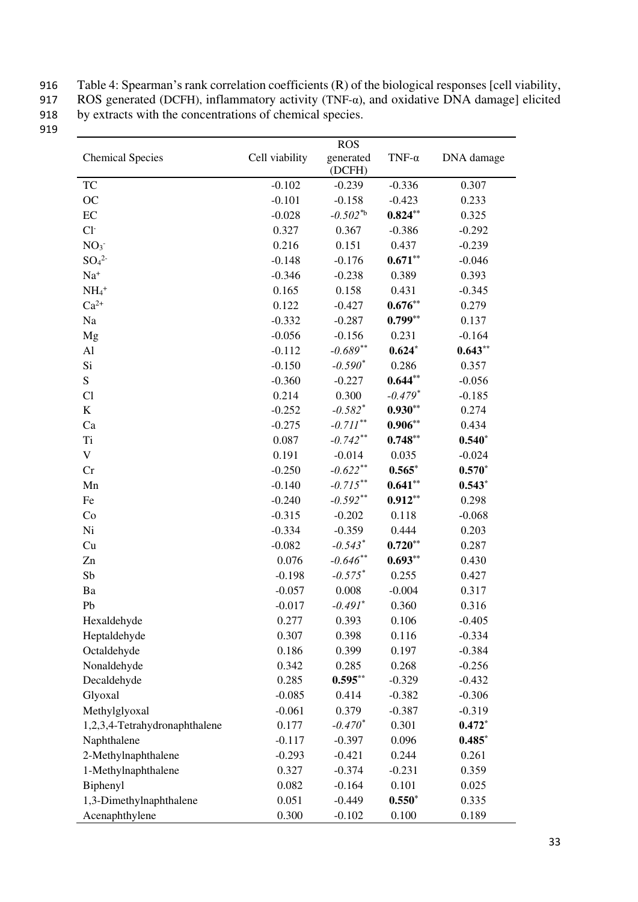Table 4: Spearman's rank correlation coefficients (R) of the biological responses [cell viability, ROS generated (DCFH), inflammatory activity (TNF-α), and oxidative DNA damage] elicited by extracts with the concentrations of chemical species.

| Chemical Species | Cell viability | ROS generated (DCFH) | TNF-α | DNA damage |
|---|---|---|---|---|
| TC | -0.102 | -0.239 | -0.336 | 0.307 |
| OC | -0.101 | -0.158 | -0.423 | 0.233 |
| EC | -0.028 | *-0.502*[*b] | **0.824**[**] | 0.325 |
| $Cl^-$ | 0.327 | 0.367 | -0.386 | -0.292 |
| $NO_3^-$ | 0.216 | 0.151 | 0.437 | -0.239 |
| $SO_4^{2-}$ | -0.148 | -0.176 | **0.671**[**] | -0.046 |
| $Na^+$ | -0.346 | -0.238 | 0.389 | 0.393 |
| $NH_4^+$ | 0.165 | 0.158 | 0.431 | -0.345 |
| $Ca^{2+}$ | 0.122 | -0.427 | **0.676**[**] | 0.279 |
| Na | -0.332 | -0.287 | **0.799**[**] | 0.137 |
| Mg | -0.056 | -0.156 | 0.231 | -0.164 |
| Al | -0.112 | *-0.689*[**] | **0.624**[*] | **0.643**[**] |
| Si | -0.150 | *-0.590*[*] | 0.286 | 0.357 |
| S | -0.360 | -0.227 | **0.644**[**] | -0.056 |
| Cl | 0.214 | 0.300 | *-0.479*[*] | -0.185 |
| K | -0.252 | *-0.582*[*] | **0.930**[**] | 0.274 |
| Ca | -0.275 | *-0.711*[**] | **0.906**[**] | 0.434 |
| Ti | 0.087 | *-0.742*[**] | **0.748**[**] | **0.540**[*] |
| V | 0.191 | -0.014 | 0.035 | -0.024 |
| Cr | -0.250 | *-0.622*[**] | **0.565**[*] | **0.570**[*] |
| Mn | -0.140 | *-0.715*[**] | **0.641**[**] | **0.543**[*] |
| Fe | -0.240 | *-0.592*[**] | **0.912**[**] | 0.298 |
| Co | -0.315 | -0.202 | 0.118 | -0.068 |
| Ni | -0.334 | -0.359 | 0.444 | 0.203 |
| Cu | -0.082 | *-0.543*[*] | **0.720**[**] | 0.287 |
| Zn | 0.076 | *-0.646*[**] | **0.693**[**] | 0.430 |
| Sb | -0.198 | *-0.575*[*] | 0.255 | 0.427 |
| Ba | -0.057 | 0.008 | -0.004 | 0.317 |
| Pb | -0.017 | *-0.491*[*] | 0.360 | 0.316 |
| Hexaldehyde | 0.277 | 0.393 | 0.106 | -0.405 |
| Heptaldehyde | 0.307 | 0.398 | 0.116 | -0.334 |
| Octaldehyde | 0.186 | 0.399 | 0.197 | -0.384 |
| Nonaldehyde | 0.342 | 0.285 | 0.268 | -0.256 |
| Decaldehyde | 0.285 | **0.595**[**] | -0.329 | -0.432 |
| Glyoxal | -0.085 | 0.414 | -0.382 | -0.306 |
| Methylglyoxal | -0.061 | 0.379 | -0.387 | -0.319 |
| 1,2,3,4-Tetrahydronaphthalene | 0.177 | *-0.470*[*] | 0.301 | **0.472**[*] |
| Naphthalene | -0.117 | -0.397 | 0.096 | **0.485**[*] |
| 2-Methylnaphthalene | -0.293 | -0.421 | 0.244 | 0.261 |
| 1-Methylnaphthalene | 0.327 | -0.374 | -0.231 | 0.359 |
| Biphenyl | 0.082 | -0.164 | 0.101 | 0.025 |
| 1,3-Dimethylnaphthalene | 0.051 | -0.449 | **0.550**[*] | 0.335 |
| Acenaphthylene | 0.300 | -0.102 | 0.100 | 0.189 |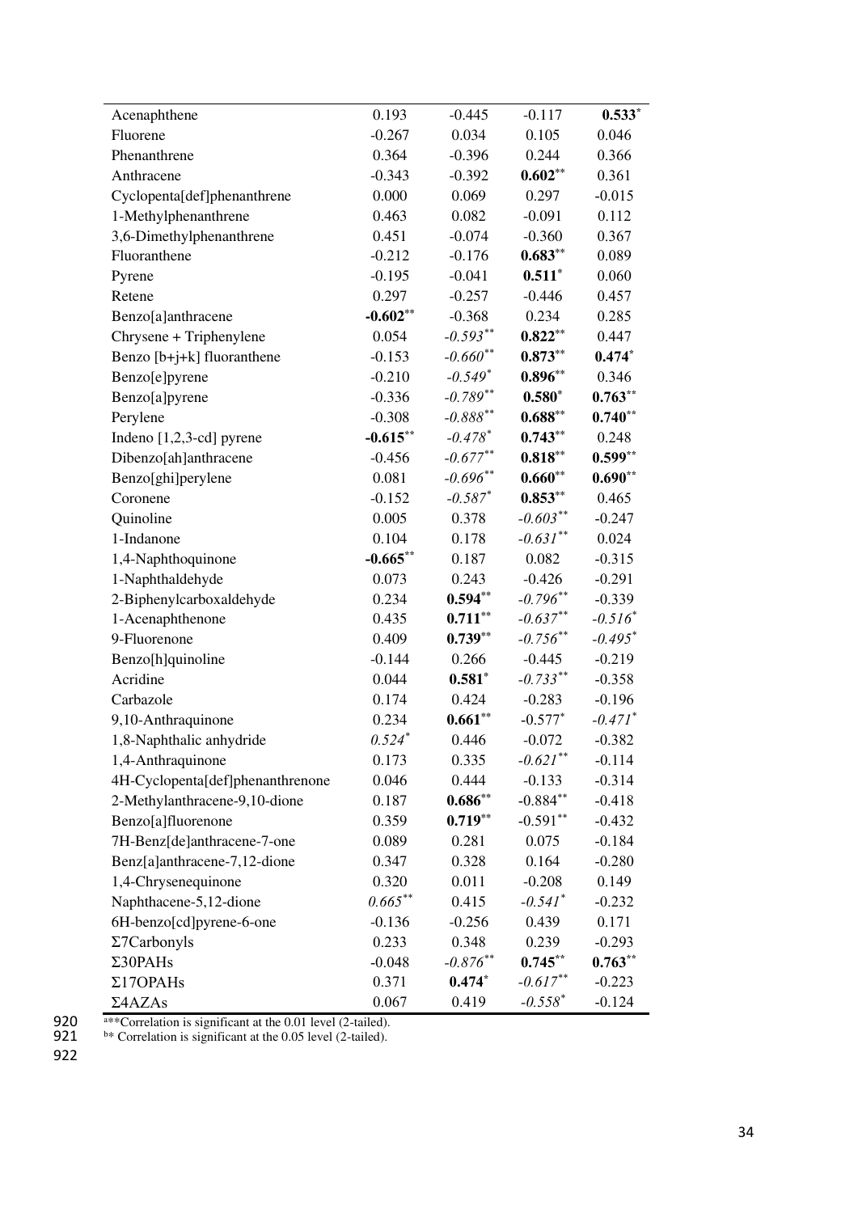| | | | | |
|---|---|---|---|---|
| Acenaphthene | 0.193 | -0.445 | -0.117 | **0.533**[*] |
| Fluorene | -0.267 | 0.034 | 0.105 | 0.046 |
| Phenanthrene | 0.364 | -0.396 | 0.244 | 0.366 |
| Anthracene | -0.343 | -0.392 | **0.602**[**] | 0.361 |
| Cyclopenta[def]phenanthrene | 0.000 | 0.069 | 0.297 | -0.015 |
| 1-Methylphenanthrene | 0.463 | 0.082 | -0.091 | 0.112 |
| 3,6-Dimethylphenanthrene | 0.451 | -0.074 | -0.360 | 0.367 |
| Fluoranthene | -0.212 | -0.176 | **0.683**[**] | 0.089 |
| Pyrene | -0.195 | -0.041 | **0.511**[*] | 0.060 |
| Retene | 0.297 | -0.257 | -0.446 | 0.457 |
| Benzo[a]anthracene | **-0.602**[**] | -0.368 | 0.234 | 0.285 |
| Chrysene + Triphenylene | 0.054 | *-0.593*[**] | **0.822**[**] | 0.447 |
| Benzo [b+j+k] fluoranthene | -0.153 | *-0.660*[**] | **0.873**[**] | **0.474**[*] |
| Benzo[e]pyrene | -0.210 | *-0.549*[*] | **0.896**[**] | 0.346 |
| Benzo[a]pyrene | -0.336 | *-0.789*[**] | **0.580**[*] | **0.763**[**] |
| Perylene | -0.308 | *-0.888*[**] | **0.688**[**] | **0.740**[**] |
| Indeno [1,2,3-cd] pyrene | **-0.615**[**] | *-0.478*[*] | **0.743**[**] | 0.248 |
| Dibenzo[ah]anthracene | -0.456 | *-0.677*[**] | **0.818**[**] | **0.599**[**] |
| Benzo[ghi]perylene | 0.081 | *-0.696*[**] | **0.660**[**] | **0.690**[**] |
| Coronene | -0.152 | *-0.587*[*] | **0.853**[**] | 0.465 |
| Quinoline | 0.005 | 0.378 | *-0.603*[**] | -0.247 |
| 1-Indanone | 0.104 | 0.178 | *-0.631*[**] | 0.024 |
| 1,4-Naphthoquinone | **-0.665**[**] | 0.187 | 0.082 | -0.315 |
| 1-Naphthaldehyde | 0.073 | 0.243 | -0.426 | -0.291 |
| 2-Biphenylcarboxaldehyde | 0.234 | **0.594**[**] | *-0.796*[**] | -0.339 |
| 1-Acenaphthenone | 0.435 | **0.711**[**] | *-0.637*[**] | *-0.516*[*] |
| 9-Fluorenone | 0.409 | **0.739**[**] | *-0.756*[**] | *-0.495*[*] |
| Benzo[h]quinoline | -0.144 | 0.266 | -0.445 | -0.219 |
| Acridine | 0.044 | **0.581**[*] | *-0.733*[**] | -0.358 |
| Carbazole | 0.174 | 0.424 | -0.283 | -0.196 |
| 9,10-Anthraquinone | 0.234 | **0.661**[**] | -0.577[*] | *-0.471*[*] |
| 1,8-Naphthalic anhydride | *0.524*[*] | 0.446 | -0.072 | -0.382 |
| 1,4-Anthraquinone | 0.173 | 0.335 | *-0.621*[**] | -0.114 |
| 4H-Cyclopenta[def]phenanthrenone | 0.046 | 0.444 | -0.133 | -0.314 |
| 2-Methylanthracene-9,10-dione | 0.187 | **0.686**[**] | -0.884[**] | -0.418 |
| Benzo[a]fluorenone | 0.359 | **0.719**[**] | -0.591[**] | -0.432 |
| 7H-Benz[de]anthracene-7-one | 0.089 | 0.281 | 0.075 | -0.184 |
| Benz[a]anthracene-7,12-dione | 0.347 | 0.328 | 0.164 | -0.280 |
| 1,4-Chrysenequinone | 0.320 | 0.011 | -0.208 | 0.149 |
| Naphthacene-5,12-dione | *0.665*[**] | 0.415 | *-0.541*[*] | -0.232 |
| 6H-benzo[cd]pyrene-6-one | -0.136 | -0.256 | 0.439 | 0.171 |
| Σ7Carbonyls | 0.233 | 0.348 | 0.239 | -0.293 |
| Σ30PAHs | -0.048 | *-0.876*[**] | **0.745**[**] | **0.763**[**] |
| Σ17OPAHs | 0.371 | **0.474**[*] | *-0.617*[**] | -0.223 |
| Σ4AZAs | 0.067 | 0.419 | *-0.558*[*] | -0.124 |

[a]**Correlation is significant at the 0.01 level (2-tailed).
[b]* Correlation is significant at the 0.05 level (2-tailed).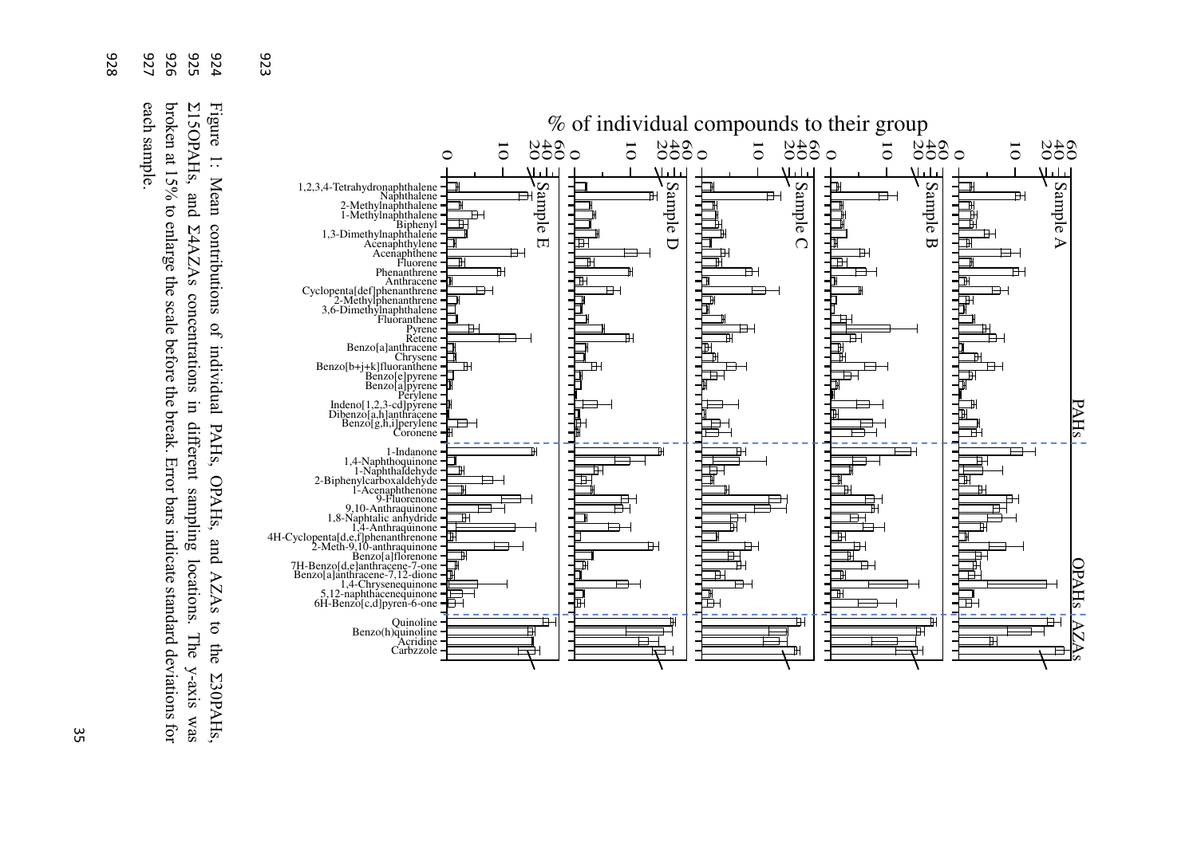Figure 1: Mean contributions of individual PAHs, OPAHs, and AZAs to the Σ30PAHs, Σ15OPAHs, and Σ4AZAs concentrations in different sampling locations. The y-axis was broken at 15% to enlarge the scale before the break. Error bars indicate standard deviations for each sample.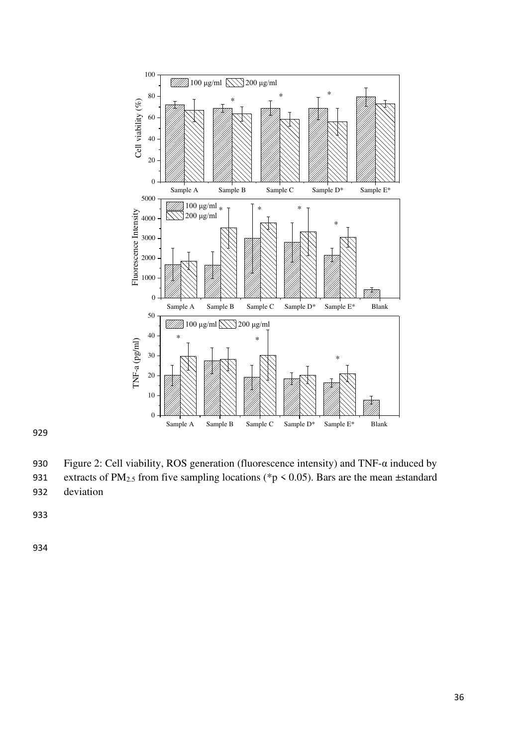100 μg/ml 200 μg/ml

Cell viability (%)

0 20 40 60 80 100

Sample A Sample B Sample C Sample D* Sample E*

100 μg/ml
200 μg/ml

Fluorescence Intensity

0 1000 2000 3000 4000 5000

Sample A Sample B Sample C Sample D* Sample E* Blank

100 μg/ml 200 μg/ml

TNF-a (pg/ml)

0 10 20 30 40 50

Sample A Sample B Sample C Sample D* Sample E* Blank

Figure 2: Cell viability, ROS generation (fluorescence intensity) and TNF-α induced by extracts of $PM_{2.5}$ from five sampling locations (*$p < 0.05$). Bars are the mean ±standard deviation